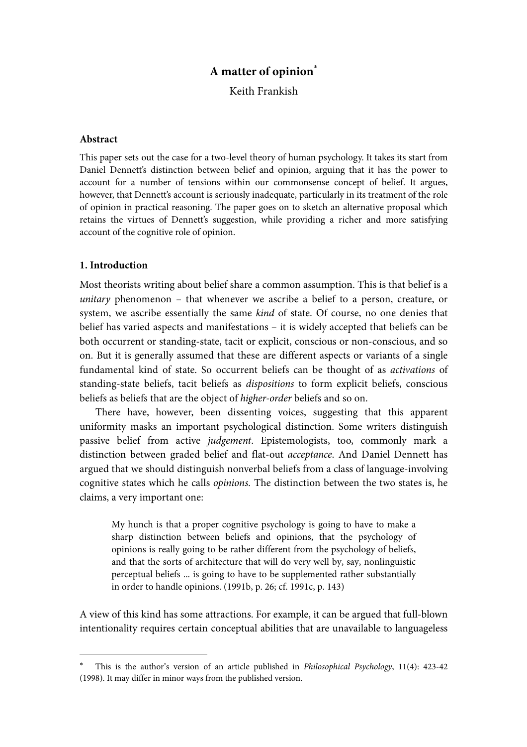# A matter of opinion*

Keith Frankish

### Abstract

This paper sets out the case for a two-level theory of human psychology. It takes its start from Daniel Dennett's distinction between belief and opinion, arguing that it has the power to account for a number of tensions within our commonsense concept of belief. It argues, however, that Dennett's account is seriously inadequate, particularly in its treatment of the role of opinion in practical reasoning. The paper goes on to sketch an alternative proposal which retains the virtues of Dennett's suggestion, while providing a richer and more satisfying account of the cognitive role of opinion.

### 1. Introduction

Most theorists writing about belief share a common assumption. This is that belief is a *unitary* phenomenon – that whenever we ascribe a belief to a person, creature, or system, we ascribe essentially the same *kind* of state. Of course, no one denies that belief has varied aspects and manifestations – it is widely accepted that beliefs can be both occurrent or standing-state, tacit or explicit, conscious or non-conscious, and so on. But it is generally assumed that these are different aspects or variants of a single fundamental kind of state. So occurrent beliefs can be thought of as *activations* of standing-state beliefs, tacit beliefs as *dispositions* to form explicit beliefs, conscious beliefs as beliefs that are the object of *higher-order* beliefs and so on.

There have, however, been dissenting voices, suggesting that this apparent uniformity masks an important psychological distinction. Some writers distinguish passive belief from active *judgement*. Epistemologists, too, commonly mark a distinction between graded belief and flat-out *acceptance*. And Daniel Dennett has argued that we should distinguish nonverbal beliefs from a class of language-involving cognitive states which he calls *opinions*. The distinction between the two states is, he claims, a very important one:

> My hunch is that a proper cognitive psychology is going to have to make a sharp distinction between beliefs and opinions, that the psychology of opinions is really going to be rather different from the psychology of beliefs, and that the sorts of architecture that will do very well by, say, nonlinguistic perceptual beliefs ... is going to have to be supplemented rather substantially in order to handle opinions. (1991b, p. 26; cf. 1991c, p. 143)

A view of this kind has some attractions. For example, it can be argued that full-blown intentionality requires certain conceptual abilities that are unavailable to languageless

---

* This is the author's version of an article published in *Philosophical Psychology*, 11(4): 423-42 (1998). It may differ in minor ways from the published version.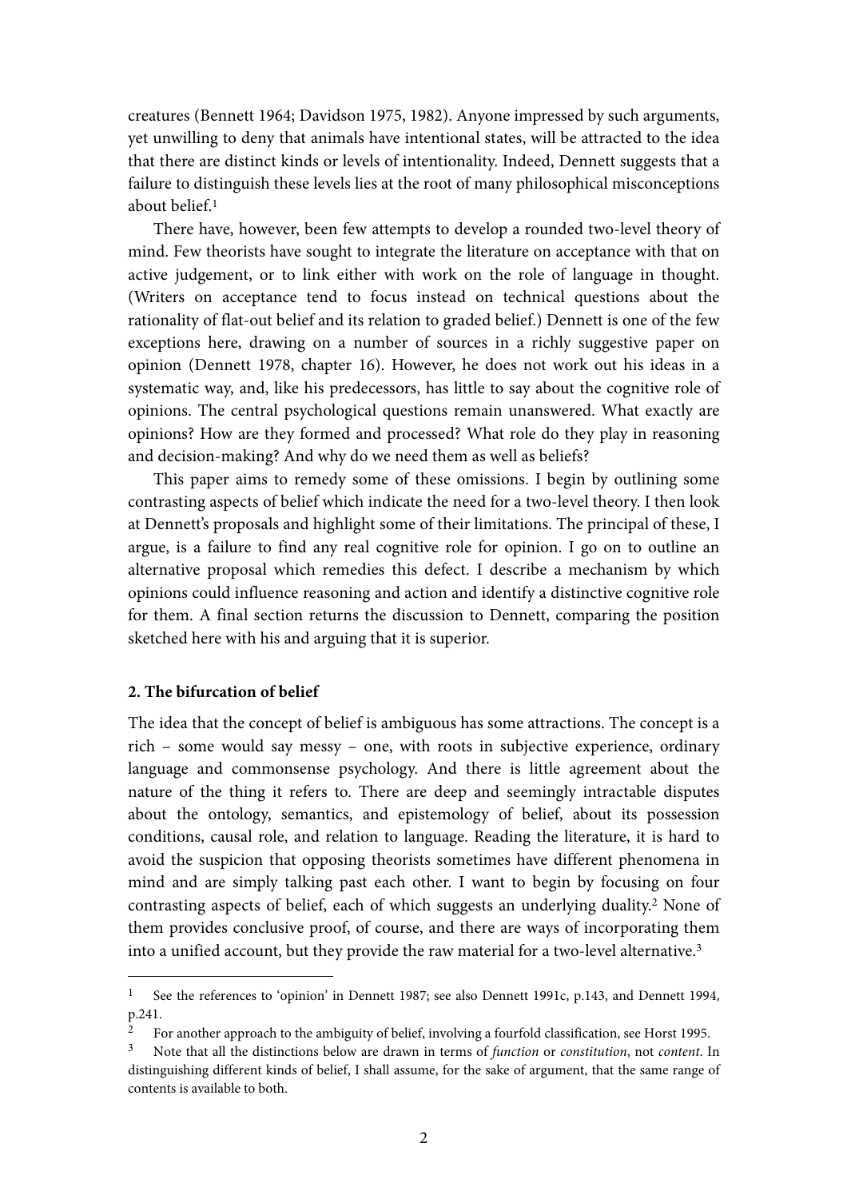creatures (Bennett 1964; Davidson 1975, 1982). Anyone impressed by such arguments, yet unwilling to deny that animals have intentional states, will be attracted to the idea that there are distinct kinds or levels of intentionality. Indeed, Dennett suggests that a failure to distinguish these levels lies at the root of many philosophical misconceptions about belief.[1]

There have, however, been few attempts to develop a rounded two-level theory of mind. Few theorists have sought to integrate the literature on acceptance with that on active judgement, or to link either with work on the role of language in thought. (Writers on acceptance tend to focus instead on technical questions about the rationality of flat-out belief and its relation to graded belief.) Dennett is one of the few exceptions here, drawing on a number of sources in a richly suggestive paper on opinion (Dennett 1978, chapter 16). However, he does not work out his ideas in a systematic way, and, like his predecessors, has little to say about the cognitive role of opinions. The central psychological questions remain unanswered. What exactly are opinions? How are they formed and processed? What role do they play in reasoning and decision-making? And why do we need them as well as beliefs?

This paper aims to remedy some of these omissions. I begin by outlining some contrasting aspects of belief which indicate the need for a two-level theory. I then look at Dennett's proposals and highlight some of their limitations. The principal of these, I argue, is a failure to find any real cognitive role for opinion. I go on to outline an alternative proposal which remedies this defect. I describe a mechanism by which opinions could influence reasoning and action and identify a distinctive cognitive role for them. A final section returns the discussion to Dennett, comparing the position sketched here with his and arguing that it is superior.

## 2. The bifurcation of belief

The idea that the concept of belief is ambiguous has some attractions. The concept is a rich – some would say messy – one, with roots in subjective experience, ordinary language and commonsense psychology. And there is little agreement about the nature of the thing it refers to. There are deep and seemingly intractable disputes about the ontology, semantics, and epistemology of belief, about its possession conditions, causal role, and relation to language. Reading the literature, it is hard to avoid the suspicion that opposing theorists sometimes have different phenomena in mind and are simply talking past each other. I want to begin by focusing on four contrasting aspects of belief, each of which suggests an underlying duality.[2] None of them provides conclusive proof, of course, and there are ways of incorporating them into a unified account, but they provide the raw material for a two-level alternative.[3]

---

[1] See the references to 'opinion' in Dennett 1987; see also Dennett 1991c, p.143, and Dennett 1994, p.241.

[2] For another approach to the ambiguity of belief, involving a fourfold classification, see Horst 1995.

[3] Note that all the distinctions below are drawn in terms of *function* or *constitution*, not *content*. In distinguishing different kinds of belief, I shall assume, for the sake of argument, that the same range of contents is available to both.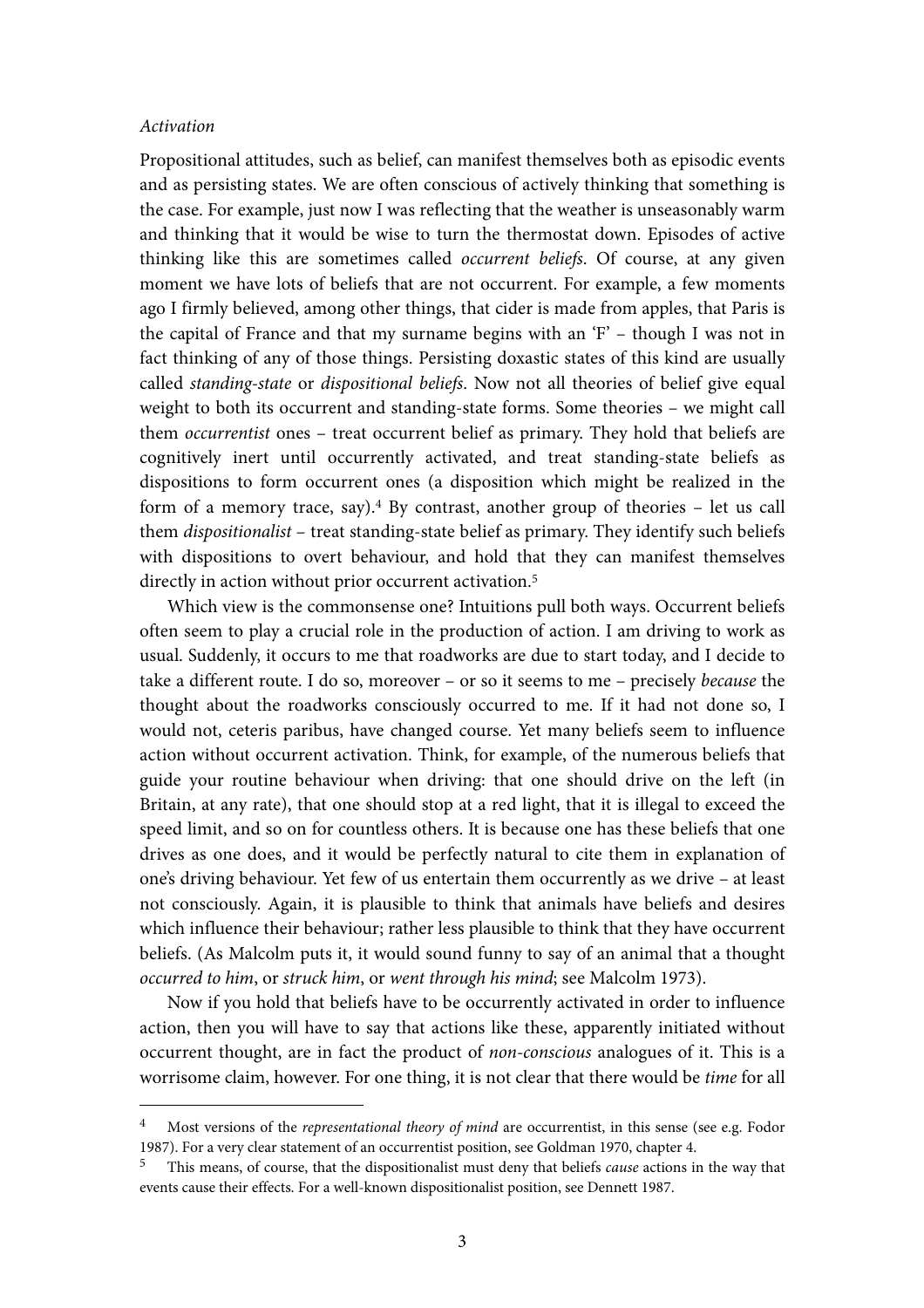*Activation*

Propositional attitudes, such as belief, can manifest themselves both as episodic events and as persisting states. We are often conscious of actively thinking that something is the case. For example, just now I was reflecting that the weather is unseasonably warm and thinking that it would be wise to turn the thermostat down. Episodes of active thinking like this are sometimes called *occurrent beliefs*. Of course, at any given moment we have lots of beliefs that are not occurrent. For example, a few moments ago I firmly believed, among other things, that cider is made from apples, that Paris is the capital of France and that my surname begins with an 'F' – though I was not in fact thinking of any of those things. Persisting doxastic states of this kind are usually called *standing-state* or *dispositional beliefs*. Now not all theories of belief give equal weight to both its occurrent and standing-state forms. Some theories – we might call them *occurrentist* ones – treat occurrent belief as primary. They hold that beliefs are cognitively inert until occurrently activated, and treat standing-state beliefs as dispositions to form occurrent ones (a disposition which might be realized in the form of a memory trace, say).[4] By contrast, another group of theories – let us call them *dispositionalist* – treat standing-state belief as primary. They identify such beliefs with dispositions to overt behaviour, and hold that they can manifest themselves directly in action without prior occurrent activation.[5]

Which view is the commonsense one? Intuitions pull both ways. Occurrent beliefs often seem to play a crucial role in the production of action. I am driving to work as usual. Suddenly, it occurs to me that roadworks are due to start today, and I decide to take a different route. I do so, moreover – or so it seems to me – precisely *because* the thought about the roadworks consciously occurred to me. If it had not done so, I would not, ceteris paribus, have changed course. Yet many beliefs seem to influence action without occurrent activation. Think, for example, of the numerous beliefs that guide your routine behaviour when driving: that one should drive on the left (in Britain, at any rate), that one should stop at a red light, that it is illegal to exceed the speed limit, and so on for countless others. It is because one has these beliefs that one drives as one does, and it would be perfectly natural to cite them in explanation of one's driving behaviour. Yet few of us entertain them occurrently as we drive – at least not consciously. Again, it is plausible to think that animals have beliefs and desires which influence their behaviour; rather less plausible to think that they have occurrent beliefs. (As Malcolm puts it, it would sound funny to say of an animal that a thought *occurred to him*, or *struck him*, or *went through his mind*; see Malcolm 1973).

Now if you hold that beliefs have to be occurrently activated in order to influence action, then you will have to say that actions like these, apparently initiated without occurrent thought, are in fact the product of *non-conscious* analogues of it. This is a worrisome claim, however. For one thing, it is not clear that there would be *time* for all

---

[4] Most versions of the *representational theory of mind* are occurrentist, in this sense (see e.g. Fodor 1987). For a very clear statement of an occurrentist position, see Goldman 1970, chapter 4.

[5] This means, of course, that the dispositionalist must deny that beliefs *cause* actions in the way that events cause their effects. For a well-known dispositionalist position, see Dennett 1987.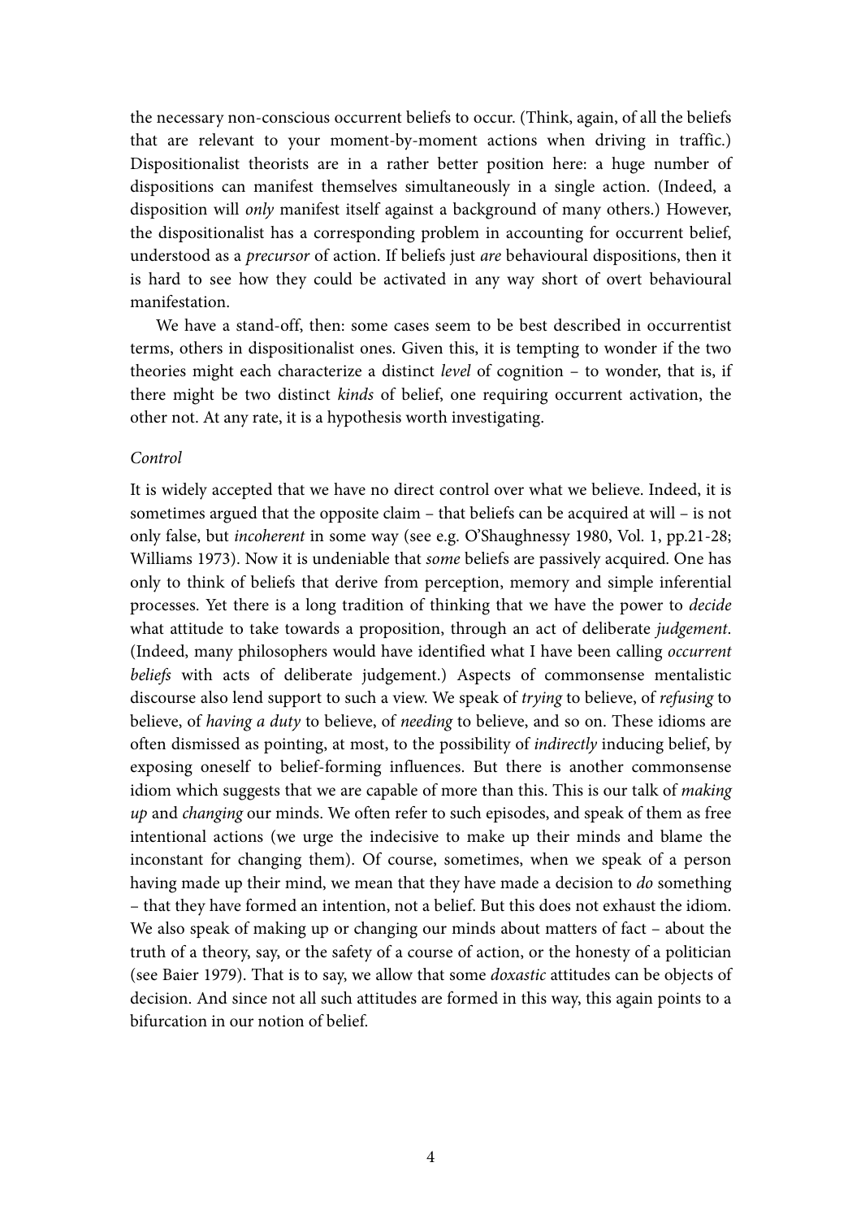the necessary non-conscious occurrent beliefs to occur. (Think, again, of all the beliefs that are relevant to your moment-by-moment actions when driving in traffic.) Dispositionalist theorists are in a rather better position here: a huge number of dispositions can manifest themselves simultaneously in a single action. (Indeed, a disposition will *only* manifest itself against a background of many others.) However, the dispositionalist has a corresponding problem in accounting for occurrent belief, understood as a *precursor* of action. If beliefs just *are* behavioural dispositions, then it is hard to see how they could be activated in any way short of overt behavioural manifestation.

We have a stand-off, then: some cases seem to be best described in occurrentist terms, others in dispositionalist ones. Given this, it is tempting to wonder if the two theories might each characterize a distinct *level* of cognition – to wonder, that is, if there might be two distinct *kinds* of belief, one requiring occurrent activation, the other not. At any rate, it is a hypothesis worth investigating.

*Control*

It is widely accepted that we have no direct control over what we believe. Indeed, it is sometimes argued that the opposite claim – that beliefs can be acquired at will – is not only false, but *incoherent* in some way (see e.g. O'Shaughnessy 1980, Vol. 1, pp.21-28; Williams 1973). Now it is undeniable that *some* beliefs are passively acquired. One has only to think of beliefs that derive from perception, memory and simple inferential processes. Yet there is a long tradition of thinking that we have the power to *decide* what attitude to take towards a proposition, through an act of deliberate *judgement*. (Indeed, many philosophers would have identified what I have been calling *occurrent beliefs* with acts of deliberate judgement.) Aspects of commonsense mentalistic discourse also lend support to such a view. We speak of *trying* to believe, of *refusing* to believe, of *having a duty* to believe, of *needing* to believe, and so on. These idioms are often dismissed as pointing, at most, to the possibility of *indirectly* inducing belief, by exposing oneself to belief-forming influences. But there is another commonsense idiom which suggests that we are capable of more than this. This is our talk of *making up* and *changing* our minds. We often refer to such episodes, and speak of them as free intentional actions (we urge the indecisive to make up their minds and blame the inconstant for changing them). Of course, sometimes, when we speak of a person having made up their mind, we mean that they have made a decision to *do* something – that they have formed an intention, not a belief. But this does not exhaust the idiom. We also speak of making up or changing our minds about matters of fact – about the truth of a theory, say, or the safety of a course of action, or the honesty of a politician (see Baier 1979). That is to say, we allow that some *doxastic* attitudes can be objects of decision. And since not all such attitudes are formed in this way, this again points to a bifurcation in our notion of belief.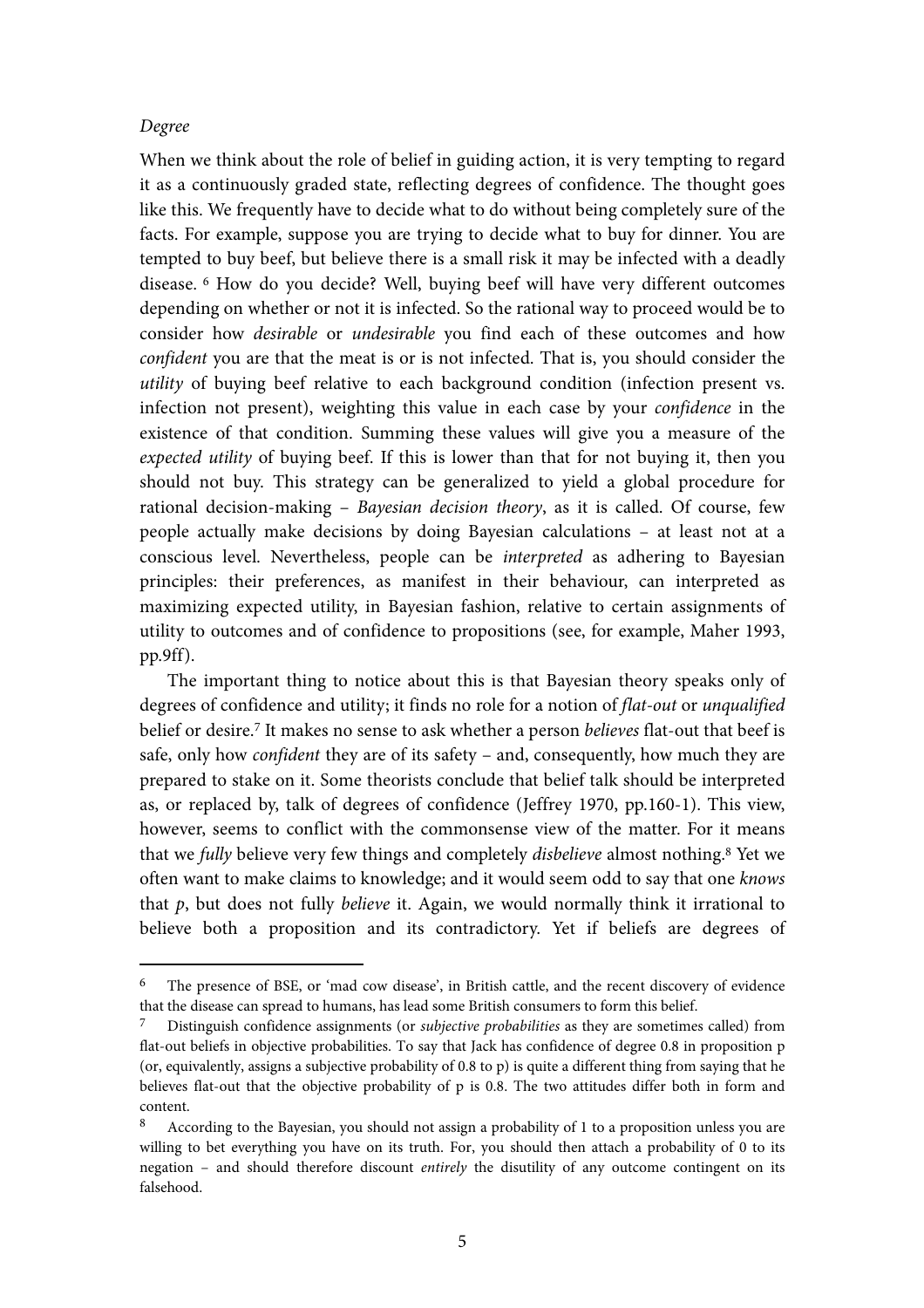*Degree*

When we think about the role of belief in guiding action, it is very tempting to regard it as a continuously graded state, reflecting degrees of confidence. The thought goes like this. We frequently have to decide what to do without being completely sure of the facts. For example, suppose you are trying to decide what to buy for dinner. You are tempted to buy beef, but believe there is a small risk it may be infected with a deadly disease. [6] How do you decide? Well, buying beef will have very different outcomes depending on whether or not it is infected. So the rational way to proceed would be to consider how *desirable* or *undesirable* you find each of these outcomes and how *confident* you are that the meat is or is not infected. That is, you should consider the *utility* of buying beef relative to each background condition (infection present vs. infection not present), weighting this value in each case by your *confidence* in the existence of that condition. Summing these values will give you a measure of the *expected utility* of buying beef. If this is lower than that for not buying it, then you should not buy. This strategy can be generalized to yield a global procedure for rational decision-making – *Bayesian decision theory*, as it is called. Of course, few people actually make decisions by doing Bayesian calculations – at least not at a conscious level. Nevertheless, people can be *interpreted* as adhering to Bayesian principles: their preferences, as manifest in their behaviour, can interpreted as maximizing expected utility, in Bayesian fashion, relative to certain assignments of utility to outcomes and of confidence to propositions (see, for example, Maher 1993, pp.9ff).

The important thing to notice about this is that Bayesian theory speaks only of degrees of confidence and utility; it finds no role for a notion of *flat-out* or *unqualified* belief or desire.[7] It makes no sense to ask whether a person *believes* flat-out that beef is safe, only how *confident* they are of its safety – and, consequently, how much they are prepared to stake on it. Some theorists conclude that belief talk should be interpreted as, or replaced by, talk of degrees of confidence (Jeffrey 1970, pp.160-1). This view, however, seems to conflict with the commonsense view of the matter. For it means that we *fully* believe very few things and completely *disbelieve* almost nothing.[8] Yet we often want to make claims to knowledge; and it would seem odd to say that one *knows* that *p*, but does not fully *believe* it. Again, we would normally think it irrational to believe both a proposition and its contradictory. Yet if beliefs are degrees of

---

[6] The presence of BSE, or 'mad cow disease', in British cattle, and the recent discovery of evidence that the disease can spread to humans, has lead some British consumers to form this belief.

[7] Distinguish confidence assignments (or *subjective probabilities* as they are sometimes called) from flat-out beliefs in objective probabilities. To say that Jack has confidence of degree 0.8 in proposition p (or, equivalently, assigns a subjective probability of 0.8 to p) is quite a different thing from saying that he believes flat-out that the objective probability of p is 0.8. The two attitudes differ both in form and content.

[8] According to the Bayesian, you should not assign a probability of 1 to a proposition unless you are willing to bet everything you have on its truth. For, you should then attach a probability of 0 to its negation – and should therefore discount *entirely* the disutility of any outcome contingent on its falsehood.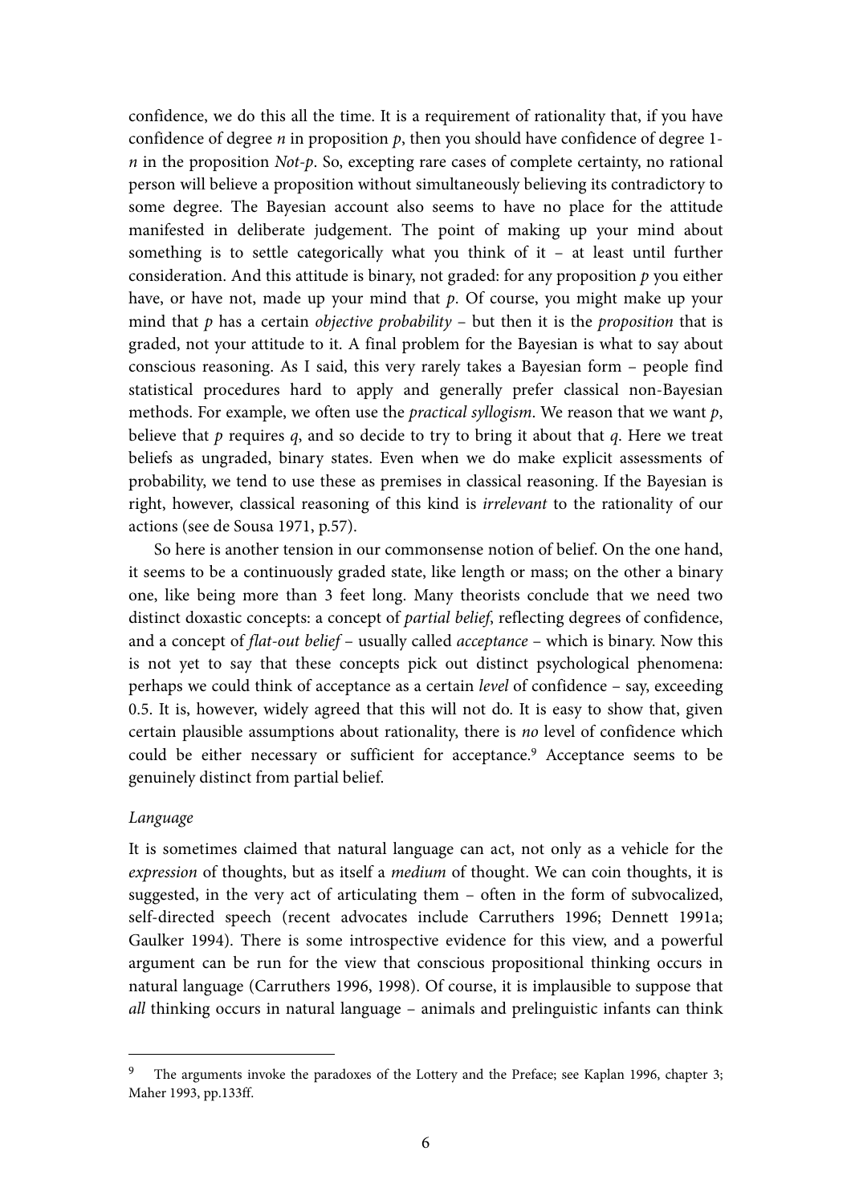confidence, we do this all the time. It is a requirement of rationality that, if you have confidence of degree $n$ in proposition $p$, then you should have confidence of degree $1-n$ in the proposition *Not-p*. So, excepting rare cases of complete certainty, no rational person will believe a proposition without simultaneously believing its contradictory to some degree. The Bayesian account also seems to have no place for the attitude manifested in deliberate judgement. The point of making up your mind about something is to settle categorically what you think of it – at least until further consideration. And this attitude is binary, not graded: for any proposition $p$ you either have, or have not, made up your mind that $p$. Of course, you might make up your mind that $p$ has a certain *objective probability* – but then it is the *proposition* that is graded, not your attitude to it. A final problem for the Bayesian is what to say about conscious reasoning. As I said, this very rarely takes a Bayesian form – people find statistical procedures hard to apply and generally prefer classical non-Bayesian methods. For example, we often use the *practical syllogism*. We reason that we want $p$, believe that $p$ requires $q$, and so decide to try to bring it about that $q$. Here we treat beliefs as ungraded, binary states. Even when we do make explicit assessments of probability, we tend to use these as premises in classical reasoning. If the Bayesian is right, however, classical reasoning of this kind is *irrelevant* to the rationality of our actions (see de Sousa 1971, p.57).

So here is another tension in our commonsense notion of belief. On the one hand, it seems to be a continuously graded state, like length or mass; on the other a binary one, like being more than 3 feet long. Many theorists conclude that we need two distinct doxastic concepts: a concept of *partial belief*, reflecting degrees of confidence, and a concept of *flat-out belief* – usually called *acceptance* – which is binary. Now this is not yet to say that these concepts pick out distinct psychological phenomena: perhaps we could think of acceptance as a certain *level* of confidence – say, exceeding 0.5. It is, however, widely agreed that this will not do. It is easy to show that, given certain plausible assumptions about rationality, there is *no* level of confidence which could be either necessary or sufficient for acceptance.[9] Acceptance seems to be genuinely distinct from partial belief.

*Language*

It is sometimes claimed that natural language can act, not only as a vehicle for the *expression* of thoughts, but as itself a *medium* of thought. We can coin thoughts, it is suggested, in the very act of articulating them – often in the form of subvocalized, self-directed speech (recent advocates include Carruthers 1996; Dennett 1991a; Gaulker 1994). There is some introspective evidence for this view, and a powerful argument can be run for the view that conscious propositional thinking occurs in natural language (Carruthers 1996, 1998). Of course, it is implausible to suppose that *all* thinking occurs in natural language – animals and prelinguistic infants can think

---

[9] The arguments invoke the paradoxes of the Lottery and the Preface; see Kaplan 1996, chapter 3; Maher 1993, pp.133ff.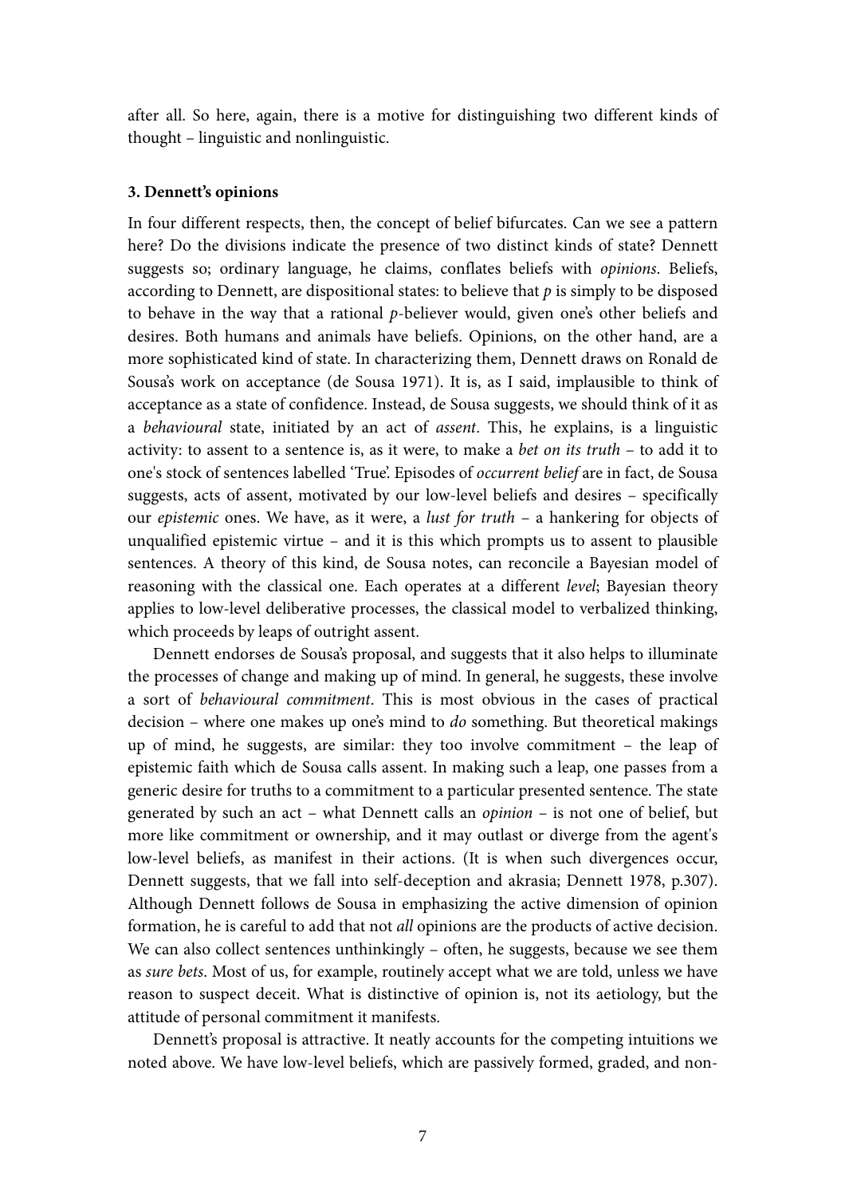after all. So here, again, there is a motive for distinguishing two different kinds of thought – linguistic and nonlinguistic.

### 3. Dennett's opinions

In four different respects, then, the concept of belief bifurcates. Can we see a pattern here? Do the divisions indicate the presence of two distinct kinds of state? Dennett suggests so; ordinary language, he claims, conflates beliefs with *opinions*. Beliefs, according to Dennett, are dispositional states: to believe that *p* is simply to be disposed to behave in the way that a rational *p*-believer would, given one's other beliefs and desires. Both humans and animals have beliefs. Opinions, on the other hand, are a more sophisticated kind of state. In characterizing them, Dennett draws on Ronald de Sousa's work on acceptance (de Sousa 1971). It is, as I said, implausible to think of acceptance as a state of confidence. Instead, de Sousa suggests, we should think of it as a *behavioural* state, initiated by an act of *assent*. This, he explains, is a linguistic activity: to assent to a sentence is, as it were, to make a *bet on its truth* – to add it to one's stock of sentences labelled 'True'. Episodes of *occurrent belief* are in fact, de Sousa suggests, acts of assent, motivated by our low-level beliefs and desires – specifically our *epistemic* ones. We have, as it were, a *lust for truth* – a hankering for objects of unqualified epistemic virtue – and it is this which prompts us to assent to plausible sentences. A theory of this kind, de Sousa notes, can reconcile a Bayesian model of reasoning with the classical one. Each operates at a different *level*; Bayesian theory applies to low-level deliberative processes, the classical model to verbalized thinking, which proceeds by leaps of outright assent.

Dennett endorses de Sousa's proposal, and suggests that it also helps to illuminate the processes of change and making up of mind. In general, he suggests, these involve a sort of *behavioural commitment*. This is most obvious in the cases of practical decision – where one makes up one's mind to *do* something. But theoretical makings up of mind, he suggests, are similar: they too involve commitment – the leap of epistemic faith which de Sousa calls assent. In making such a leap, one passes from a generic desire for truths to a commitment to a particular presented sentence. The state generated by such an act – what Dennett calls an *opinion* – is not one of belief, but more like commitment or ownership, and it may outlast or diverge from the agent's low-level beliefs, as manifest in their actions. (It is when such divergences occur, Dennett suggests, that we fall into self-deception and akrasia; Dennett 1978, p.307). Although Dennett follows de Sousa in emphasizing the active dimension of opinion formation, he is careful to add that not *all* opinions are the products of active decision. We can also collect sentences unthinkingly – often, he suggests, because we see them as *sure bets*. Most of us, for example, routinely accept what we are told, unless we have reason to suspect deceit. What is distinctive of opinion is, not its aetiology, but the attitude of personal commitment it manifests.

Dennett's proposal is attractive. It neatly accounts for the competing intuitions we noted above. We have low-level beliefs, which are passively formed, graded, and non-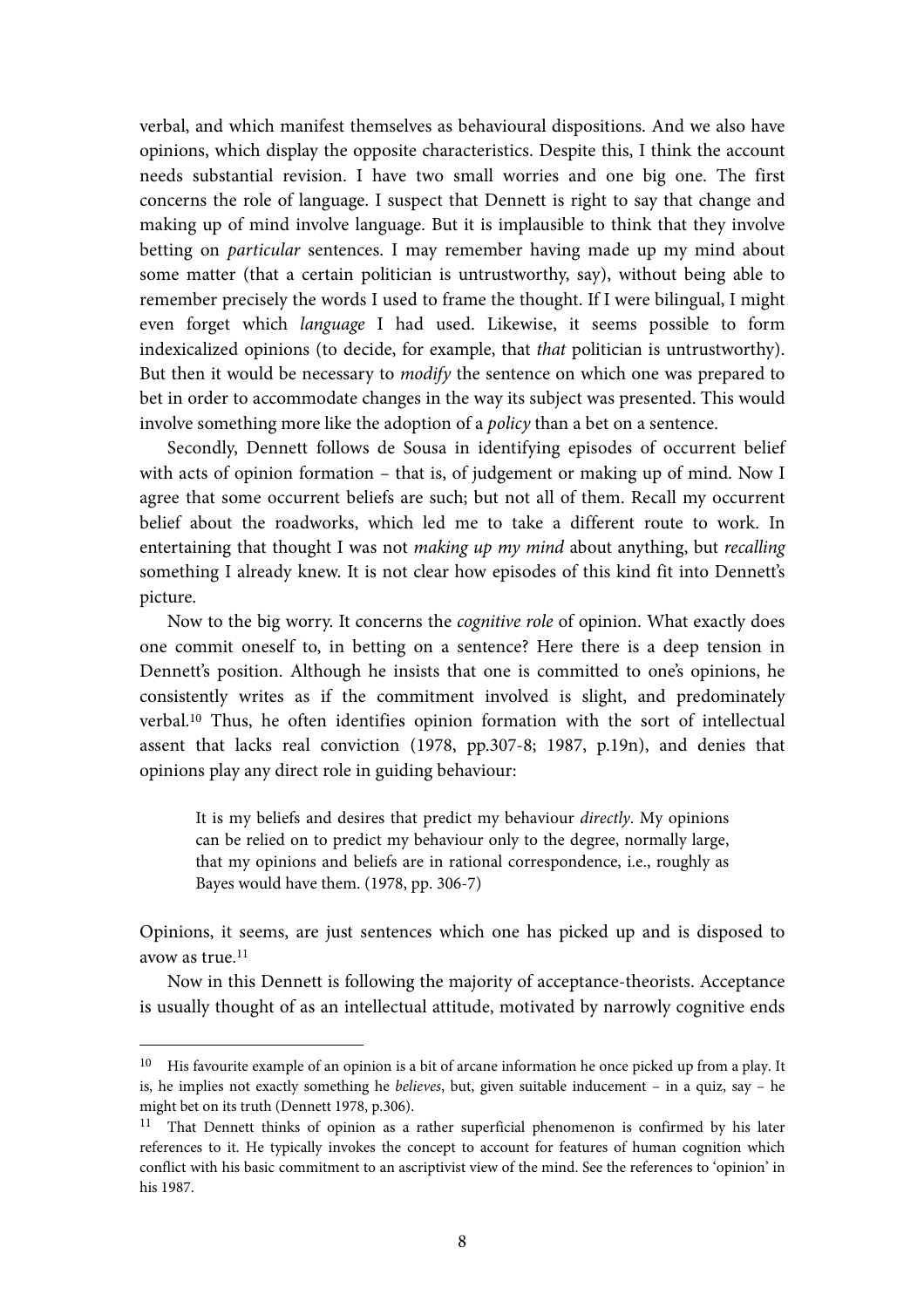verbal, and which manifest themselves as behavioural dispositions. And we also have opinions, which display the opposite characteristics. Despite this, I think the account needs substantial revision. I have two small worries and one big one. The first concerns the role of language. I suspect that Dennett is right to say that change and making up of mind involve language. But it is implausible to think that they involve betting on *particular* sentences. I may remember having made up my mind about some matter (that a certain politician is untrustworthy, say), without being able to remember precisely the words I used to frame the thought. If I were bilingual, I might even forget which *language* I had used. Likewise, it seems possible to form indexicalized opinions (to decide, for example, that *that* politician is untrustworthy). But then it would be necessary to *modify* the sentence on which one was prepared to bet in order to accommodate changes in the way its subject was presented. This would involve something more like the adoption of a *policy* than a bet on a sentence.

Secondly, Dennett follows de Sousa in identifying episodes of occurrent belief with acts of opinion formation – that is, of judgement or making up of mind. Now I agree that some occurrent beliefs are such; but not all of them. Recall my occurrent belief about the roadworks, which led me to take a different route to work. In entertaining that thought I was not *making up my mind* about anything, but *recalling* something I already knew. It is not clear how episodes of this kind fit into Dennett's picture.

Now to the big worry. It concerns the *cognitive role* of opinion. What exactly does one commit oneself to, in betting on a sentence? Here there is a deep tension in Dennett's position. Although he insists that one is committed to one's opinions, he consistently writes as if the commitment involved is slight, and predominately verbal.[10] Thus, he often identifies opinion formation with the sort of intellectual assent that lacks real conviction (1978, pp.307-8; 1987, p.19n), and denies that opinions play any direct role in guiding behaviour:

> It is my beliefs and desires that predict my behaviour *directly*. My opinions can be relied on to predict my behaviour only to the degree, normally large, that my opinions and beliefs are in rational correspondence, i.e., roughly as Bayes would have them. (1978, pp. 306-7)

Opinions, it seems, are just sentences which one has picked up and is disposed to avow as true.[11]

Now in this Dennett is following the majority of acceptance-theorists. Acceptance is usually thought of as an intellectual attitude, motivated by narrowly cognitive ends

---

[10] His favourite example of an opinion is a bit of arcane information he once picked up from a play. It is, he implies not exactly something he *believes*, but, given suitable inducement – in a quiz, say – he might bet on its truth (Dennett 1978, p.306).

[11] That Dennett thinks of opinion as a rather superficial phenomenon is confirmed by his later references to it. He typically invokes the concept to account for features of human cognition which conflict with his basic commitment to an ascriptivist view of the mind. See the references to 'opinion' in his 1987.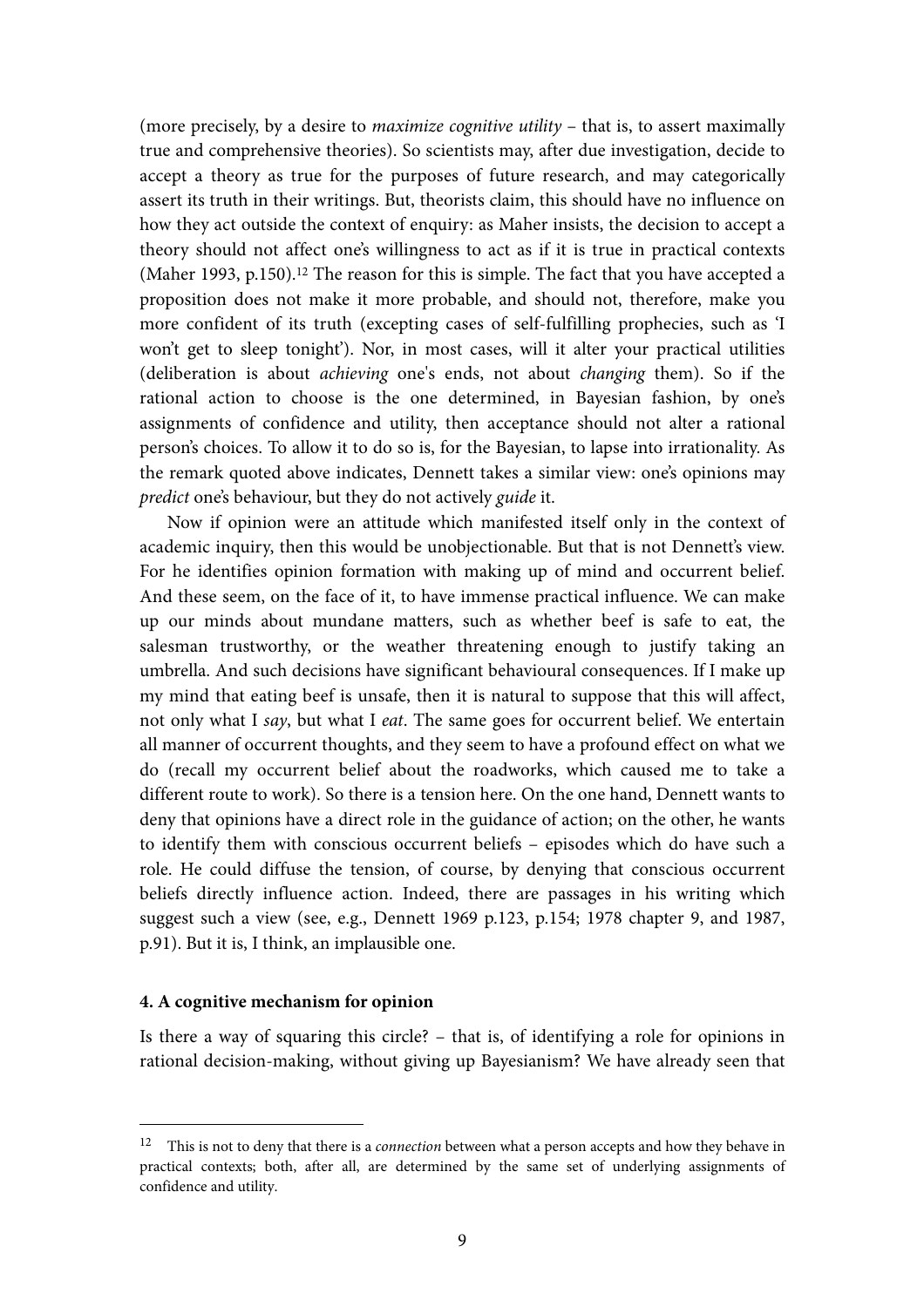(more precisely, by a desire to *maximize cognitive utility* – that is, to assert maximally true and comprehensive theories). So scientists may, after due investigation, decide to accept a theory as true for the purposes of future research, and may categorically assert its truth in their writings. But, theorists claim, this should have no influence on how they act outside the context of enquiry: as Maher insists, the decision to accept a theory should not affect one's willingness to act as if it is true in practical contexts (Maher 1993, p.150).[12] The reason for this is simple. The fact that you have accepted a proposition does not make it more probable, and should not, therefore, make you more confident of its truth (excepting cases of self-fulfilling prophecies, such as 'I won't get to sleep tonight'). Nor, in most cases, will it alter your practical utilities (deliberation is about *achieving* one's ends, not about *changing* them). So if the rational action to choose is the one determined, in Bayesian fashion, by one's assignments of confidence and utility, then acceptance should not alter a rational person's choices. To allow it to do so is, for the Bayesian, to lapse into irrationality. As the remark quoted above indicates, Dennett takes a similar view: one's opinions may *predict* one's behaviour, but they do not actively *guide* it.

Now if opinion were an attitude which manifested itself only in the context of academic inquiry, then this would be unobjectionable. But that is not Dennett's view. For he identifies opinion formation with making up of mind and occurrent belief. And these seem, on the face of it, to have immense practical influence. We can make up our minds about mundane matters, such as whether beef is safe to eat, the salesman trustworthy, or the weather threatening enough to justify taking an umbrella. And such decisions have significant behavioural consequences. If I make up my mind that eating beef is unsafe, then it is natural to suppose that this will affect, not only what I *say*, but what I *eat*. The same goes for occurrent belief. We entertain all manner of occurrent thoughts, and they seem to have a profound effect on what we do (recall my occurrent belief about the roadworks, which caused me to take a different route to work). So there is a tension here. On the one hand, Dennett wants to deny that opinions have a direct role in the guidance of action; on the other, he wants to identify them with conscious occurrent beliefs – episodes which do have such a role. He could diffuse the tension, of course, by denying that conscious occurrent beliefs directly influence action. Indeed, there are passages in his writing which suggest such a view (see, e.g., Dennett 1969 p.123, p.154; 1978 chapter 9, and 1987, p.91). But it is, I think, an implausible one.

### 4. A cognitive mechanism for opinion

Is there a way of squaring this circle? – that is, of identifying a role for opinions in rational decision-making, without giving up Bayesianism? We have already seen that

---

[12] This is not to deny that there is a *connection* between what a person accepts and how they behave in practical contexts; both, after all, are determined by the same set of underlying assignments of confidence and utility.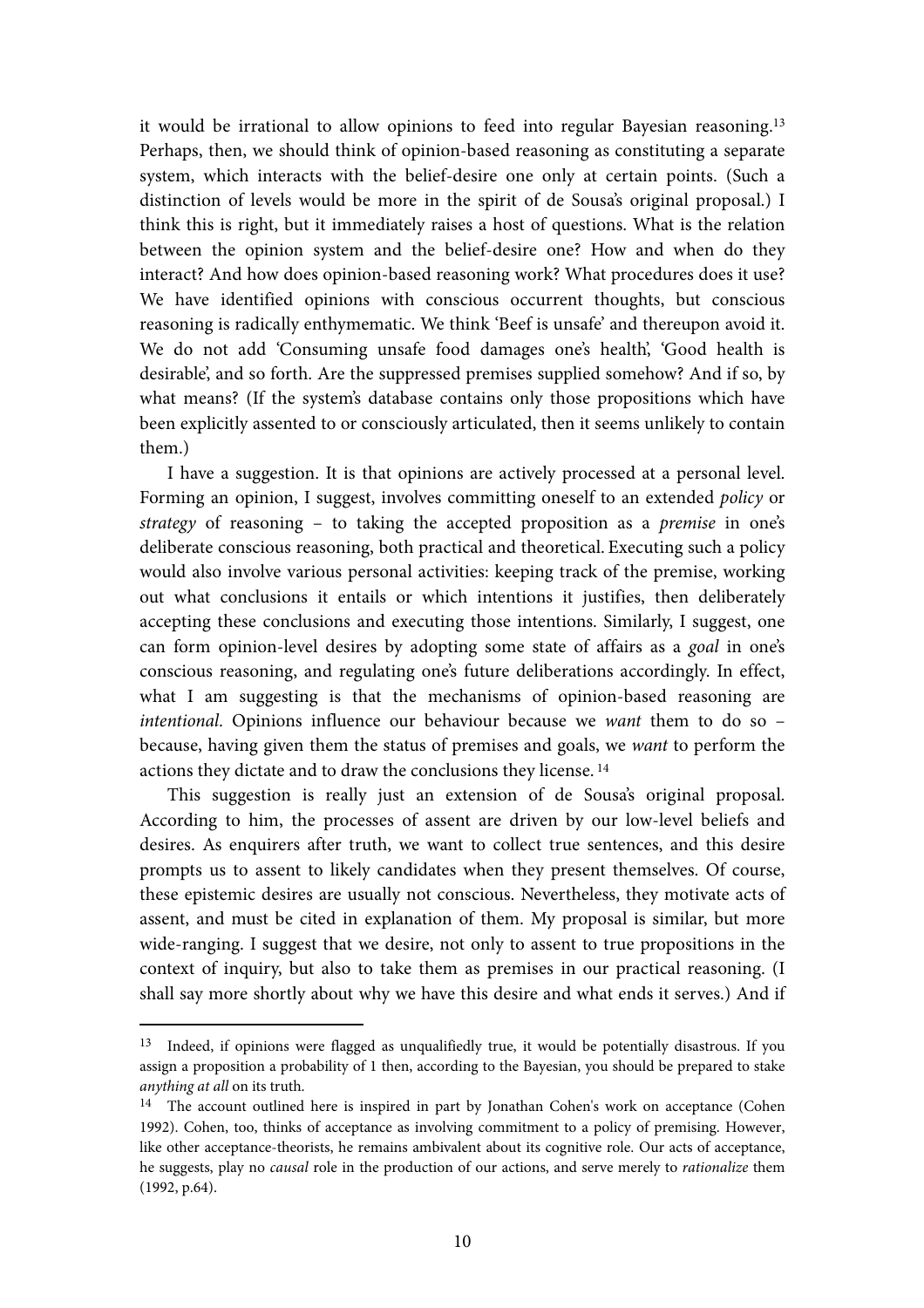it would be irrational to allow opinions to feed into regular Bayesian reasoning.[13] Perhaps, then, we should think of opinion-based reasoning as constituting a separate system, which interacts with the belief-desire one only at certain points. (Such a distinction of levels would be more in the spirit of de Sousa's original proposal.) I think this is right, but it immediately raises a host of questions. What is the relation between the opinion system and the belief-desire one? How and when do they interact? And how does opinion-based reasoning work? What procedures does it use? We have identified opinions with conscious occurrent thoughts, but conscious reasoning is radically enthymematic. We think 'Beef is unsafe' and thereupon avoid it. We do not add 'Consuming unsafe food damages one's health', 'Good health is desirable', and so forth. Are the suppressed premises supplied somehow? And if so, by what means? (If the system's database contains only those propositions which have been explicitly assented to or consciously articulated, then it seems unlikely to contain them.)

I have a suggestion. It is that opinions are actively processed at a personal level. Forming an opinion, I suggest, involves committing oneself to an extended *policy* or *strategy* of reasoning – to taking the accepted proposition as a *premise* in one's deliberate conscious reasoning, both practical and theoretical. Executing such a policy would also involve various personal activities: keeping track of the premise, working out what conclusions it entails or which intentions it justifies, then deliberately accepting these conclusions and executing those intentions. Similarly, I suggest, one can form opinion-level desires by adopting some state of affairs as a *goal* in one's conscious reasoning, and regulating one's future deliberations accordingly. In effect, what I am suggesting is that the mechanisms of opinion-based reasoning are *intentional*. Opinions influence our behaviour because we *want* them to do so – because, having given them the status of premises and goals, we *want* to perform the actions they dictate and to draw the conclusions they license.[14]

This suggestion is really just an extension of de Sousa's original proposal. According to him, the processes of assent are driven by our low-level beliefs and desires. As enquirers after truth, we want to collect true sentences, and this desire prompts us to assent to likely candidates when they present themselves. Of course, these epistemic desires are usually not conscious. Nevertheless, they motivate acts of assent, and must be cited in explanation of them. My proposal is similar, but more wide-ranging. I suggest that we desire, not only to assent to true propositions in the context of inquiry, but also to take them as premises in our practical reasoning. (I shall say more shortly about why we have this desire and what ends it serves.) And if

---

[13] Indeed, if opinions were flagged as unqualifiedly true, it would be potentially disastrous. If you assign a proposition a probability of 1 then, according to the Bayesian, you should be prepared to stake *anything at all* on its truth.

[14] The account outlined here is inspired in part by Jonathan Cohen's work on acceptance (Cohen 1992). Cohen, too, thinks of acceptance as involving commitment to a policy of premising. However, like other acceptance-theorists, he remains ambivalent about its cognitive role. Our acts of acceptance, he suggests, play no *causal* role in the production of our actions, and serve merely to *rationalize* them (1992, p.64).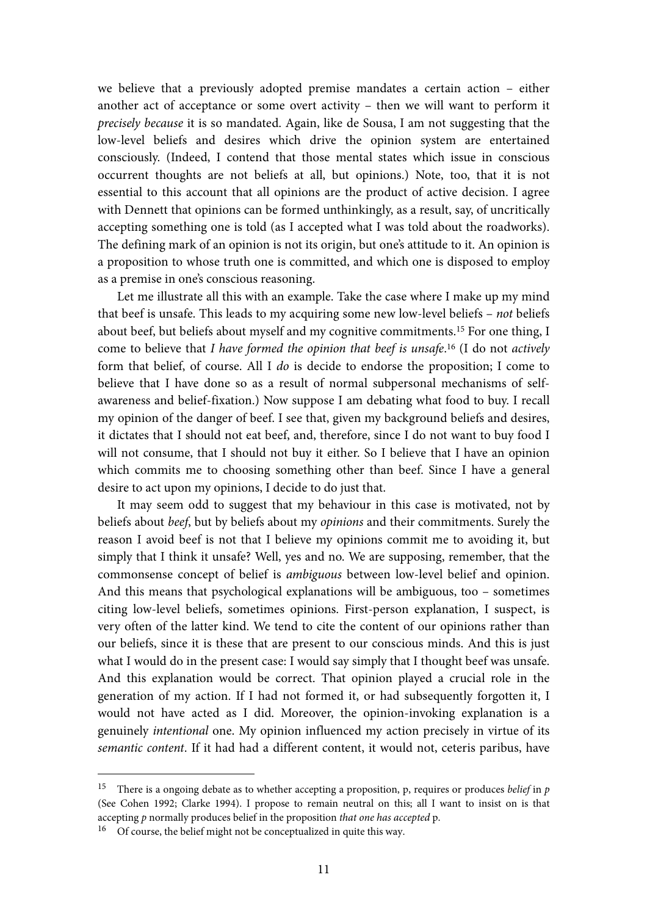we believe that a previously adopted premise mandates a certain action – either another act of acceptance or some overt activity – then we will want to perform it *precisely because* it is so mandated. Again, like de Sousa, I am not suggesting that the low-level beliefs and desires which drive the opinion system are entertained consciously. (Indeed, I contend that those mental states which issue in conscious occurrent thoughts are not beliefs at all, but opinions.) Note, too, that it is not essential to this account that all opinions are the product of active decision. I agree with Dennett that opinions can be formed unthinkingly, as a result, say, of uncritically accepting something one is told (as I accepted what I was told about the roadworks). The defining mark of an opinion is not its origin, but one's attitude to it. An opinion is a proposition to whose truth one is committed, and which one is disposed to employ as a premise in one's conscious reasoning.

Let me illustrate all this with an example. Take the case where I make up my mind that beef is unsafe. This leads to my acquiring some new low-level beliefs – *not* beliefs about beef, but beliefs about myself and my cognitive commitments.[15] For one thing, I come to believe that *I have formed the opinion that beef is unsafe*.[16] (I do not *actively* form that belief, of course. All I *do* is decide to endorse the proposition; I come to believe that I have done so as a result of normal subpersonal mechanisms of self-awareness and belief-fixation.) Now suppose I am debating what food to buy. I recall my opinion of the danger of beef. I see that, given my background beliefs and desires, it dictates that I should not eat beef, and, therefore, since I do not want to buy food I will not consume, that I should not buy it either. So I believe that I have an opinion which commits me to choosing something other than beef. Since I have a general desire to act upon my opinions, I decide to do just that.

It may seem odd to suggest that my behaviour in this case is motivated, not by beliefs about *beef*, but by beliefs about my *opinions* and their commitments. Surely the reason I avoid beef is not that I believe my opinions commit me to avoiding it, but simply that I think it unsafe? Well, yes and no. We are supposing, remember, that the commonsense concept of belief is *ambiguous* between low-level belief and opinion. And this means that psychological explanations will be ambiguous, too – sometimes citing low-level beliefs, sometimes opinions. First-person explanation, I suspect, is very often of the latter kind. We tend to cite the content of our opinions rather than our beliefs, since it is these that are present to our conscious minds. And this is just what I would do in the present case: I would say simply that I thought beef was unsafe. And this explanation would be correct. That opinion played a crucial role in the generation of my action. If I had not formed it, or had subsequently forgotten it, I would not have acted as I did. Moreover, the opinion-invoking explanation is a genuinely *intentional* one. My opinion influenced my action precisely in virtue of its *semantic content*. If it had had a different content, it would not, ceteris paribus, have

---

[15] There is a ongoing debate as to whether accepting a proposition, p, requires or produces *belief* in *p* (See Cohen 1992; Clarke 1994). I propose to remain neutral on this; all I want to insist on is that accepting *p* normally produces belief in the proposition *that one has accepted* p.

[16] Of course, the belief might not be conceptualized in quite this way.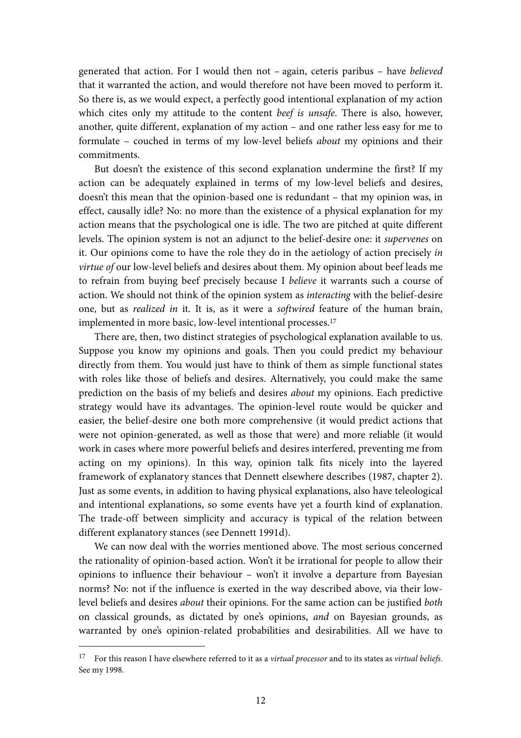generated that action. For I would then not – again, ceteris paribus – have *believed* that it warranted the action, and would therefore not have been moved to perform it. So there is, as we would expect, a perfectly good intentional explanation of my action which cites only my attitude to the content *beef is unsafe*. There is also, however, another, quite different, explanation of my action – and one rather less easy for me to formulate – couched in terms of my low-level beliefs *about* my opinions and their commitments.

But doesn't the existence of this second explanation undermine the first? If my action can be adequately explained in terms of my low-level beliefs and desires, doesn't this mean that the opinion-based one is redundant – that my opinion was, in effect, causally idle? No: no more than the existence of a physical explanation for my action means that the psychological one is idle. The two are pitched at quite different levels. The opinion system is not an adjunct to the belief-desire one: it *supervenes* on it. Our opinions come to have the role they do in the aetiology of action precisely *in virtue of* our low-level beliefs and desires about them. My opinion about beef leads me to refrain from buying beef precisely because I *believe* it warrants such a course of action. We should not think of the opinion system as *interacting* with the belief-desire one, but as *realized in* it. It is, as it were a *softwired* feature of the human brain, implemented in more basic, low-level intentional processes.[17]

There are, then, two distinct strategies of psychological explanation available to us. Suppose you know my opinions and goals. Then you could predict my behaviour directly from them. You would just have to think of them as simple functional states with roles like those of beliefs and desires. Alternatively, you could make the same prediction on the basis of my beliefs and desires *about* my opinions. Each predictive strategy would have its advantages. The opinion-level route would be quicker and easier, the belief-desire one both more comprehensive (it would predict actions that were not opinion-generated, as well as those that were) and more reliable (it would work in cases where more powerful beliefs and desires interfered, preventing me from acting on my opinions). In this way, opinion talk fits nicely into the layered framework of explanatory stances that Dennett elsewhere describes (1987, chapter 2). Just as some events, in addition to having physical explanations, also have teleological and intentional explanations, so some events have yet a fourth kind of explanation. The trade-off between simplicity and accuracy is typical of the relation between different explanatory stances (see Dennett 1991d).

We can now deal with the worries mentioned above. The most serious concerned the rationality of opinion-based action. Won't it be irrational for people to allow their opinions to influence their behaviour – won't it involve a departure from Bayesian norms? No: not if the influence is exerted in the way described above, via their low-level beliefs and desires *about* their opinions. For the same action can be justified *both* on classical grounds, as dictated by one's opinions, *and* on Bayesian grounds, as warranted by one's opinion-related probabilities and desirabilities. All we have to

---

[17] For this reason I have elsewhere referred to it as a *virtual processor* and to its states as *virtual beliefs*. See my 1998.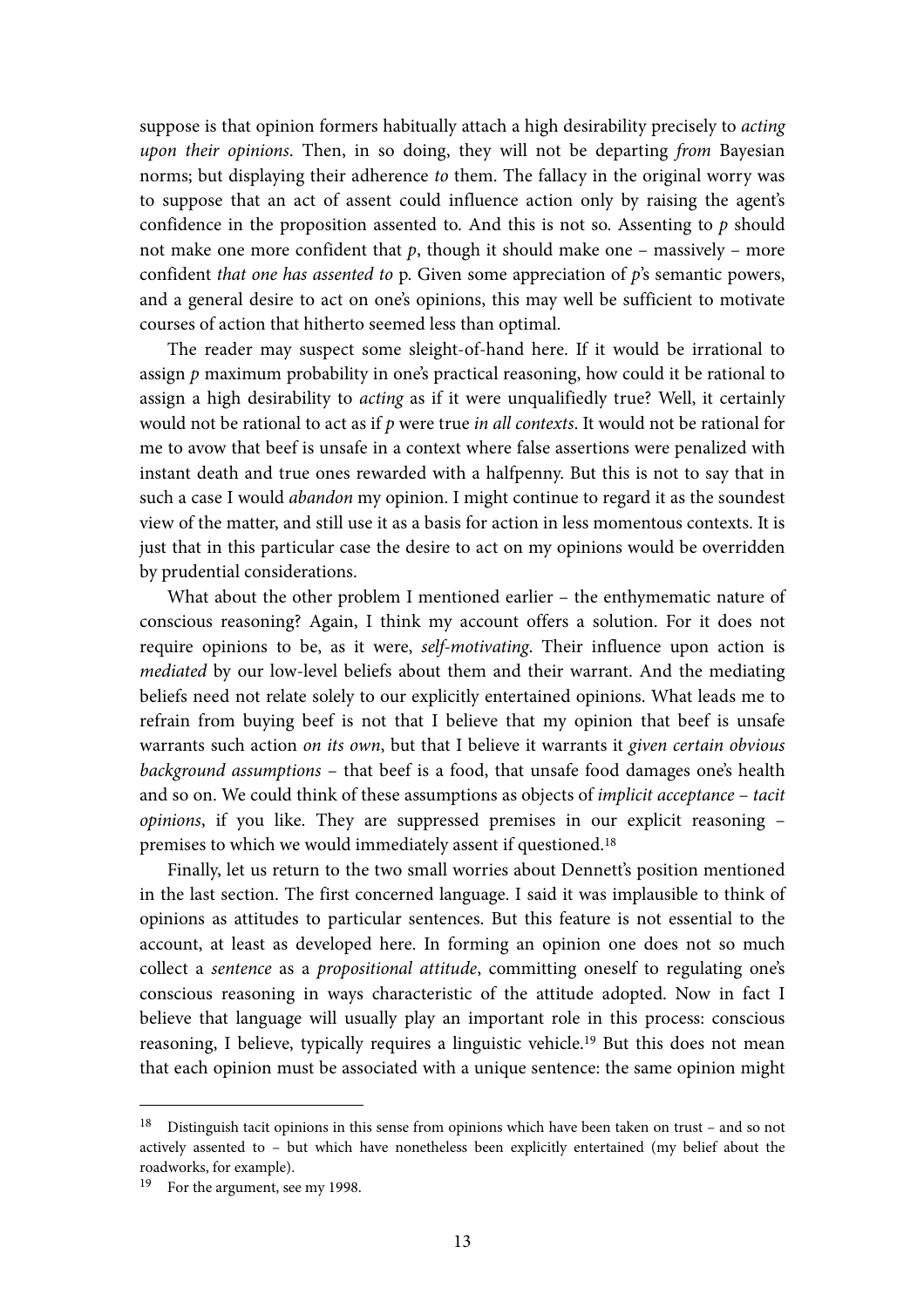suppose is that opinion formers habitually attach a high desirability precisely to *acting upon their opinions*. Then, in so doing, they will not be departing *from* Bayesian norms; but displaying their adherence *to* them. The fallacy in the original worry was to suppose that an act of assent could influence action only by raising the agent's confidence in the proposition assented to. And this is not so. Assenting to *p* should not make one more confident that *p*, though it should make one – massively – more confident *that one has assented to* p. Given some appreciation of *p*'s semantic powers, and a general desire to act on one's opinions, this may well be sufficient to motivate courses of action that hitherto seemed less than optimal.

The reader may suspect some sleight-of-hand here. If it would be irrational to assign *p* maximum probability in one's practical reasoning, how could it be rational to assign a high desirability to *acting* as if it were unqualifiedly true? Well, it certainly would not be rational to act as if *p* were true *in all contexts*. It would not be rational for me to avow that beef is unsafe in a context where false assertions were penalized with instant death and true ones rewarded with a halfpenny. But this is not to say that in such a case I would *abandon* my opinion. I might continue to regard it as the soundest view of the matter, and still use it as a basis for action in less momentous contexts. It is just that in this particular case the desire to act on my opinions would be overridden by prudential considerations.

What about the other problem I mentioned earlier – the enthymematic nature of conscious reasoning? Again, I think my account offers a solution. For it does not require opinions to be, as it were, *self-motivating*. Their influence upon action is *mediated* by our low-level beliefs about them and their warrant. And the mediating beliefs need not relate solely to our explicitly entertained opinions. What leads me to refrain from buying beef is not that I believe that my opinion that beef is unsafe warrants such action *on its own*, but that I believe it warrants it *given certain obvious background assumptions* – that beef is a food, that unsafe food damages one's health and so on. We could think of these assumptions as objects of *implicit acceptance* – *tacit opinions*, if you like. They are suppressed premises in our explicit reasoning – premises to which we would immediately assent if questioned.[18]

Finally, let us return to the two small worries about Dennett's position mentioned in the last section. The first concerned language. I said it was implausible to think of opinions as attitudes to particular sentences. But this feature is not essential to the account, at least as developed here. In forming an opinion one does not so much collect a *sentence* as a *propositional attitude*, committing oneself to regulating one's conscious reasoning in ways characteristic of the attitude adopted. Now in fact I believe that language will usually play an important role in this process: conscious reasoning, I believe, typically requires a linguistic vehicle.[19] But this does not mean that each opinion must be associated with a unique sentence: the same opinion might

---

[18] Distinguish tacit opinions in this sense from opinions which have been taken on trust – and so not actively assented to – but which have nonetheless been explicitly entertained (my belief about the roadworks, for example).

[19] For the argument, see my 1998.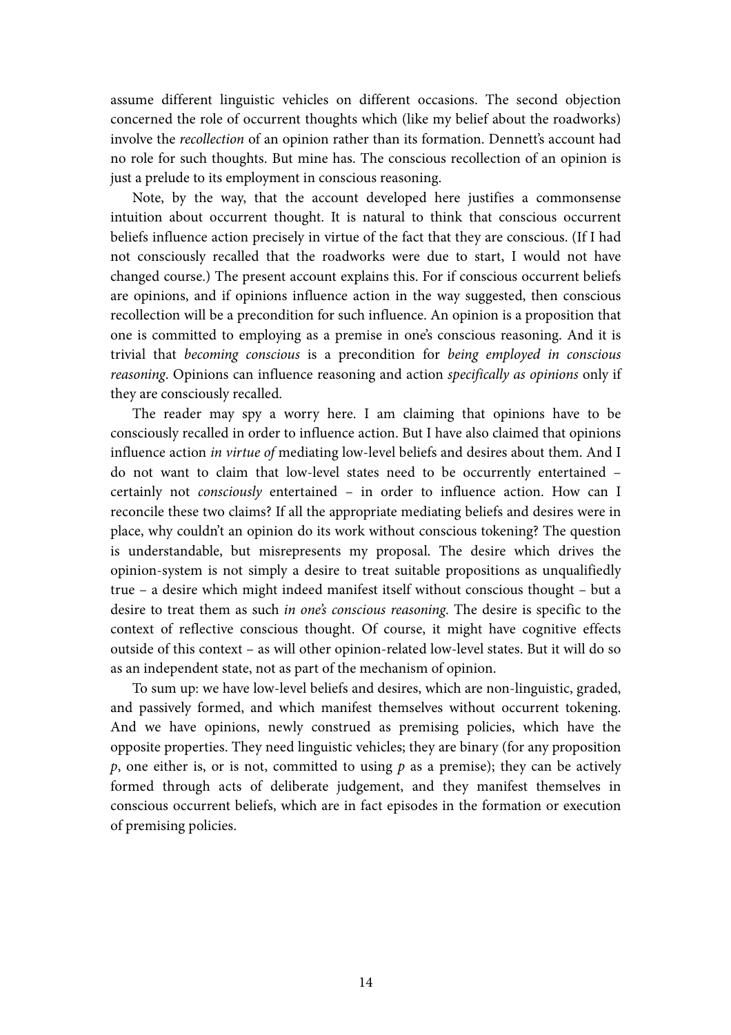assume different linguistic vehicles on different occasions. The second objection concerned the role of occurrent thoughts which (like my belief about the roadworks) involve the *recollection* of an opinion rather than its formation. Dennett's account had no role for such thoughts. But mine has. The conscious recollection of an opinion is just a prelude to its employment in conscious reasoning.

Note, by the way, that the account developed here justifies a commonsense intuition about occurrent thought. It is natural to think that conscious occurrent beliefs influence action precisely in virtue of the fact that they are conscious. (If I had not consciously recalled that the roadworks were due to start, I would not have changed course.) The present account explains this. For if conscious occurrent beliefs are opinions, and if opinions influence action in the way suggested, then conscious recollection will be a precondition for such influence. An opinion is a proposition that one is committed to employing as a premise in one's conscious reasoning. And it is trivial that *becoming conscious* is a precondition for *being employed in conscious reasoning*. Opinions can influence reasoning and action *specifically as opinions* only if they are consciously recalled.

The reader may spy a worry here. I am claiming that opinions have to be consciously recalled in order to influence action. But I have also claimed that opinions influence action *in virtue of* mediating low-level beliefs and desires about them. And I do not want to claim that low-level states need to be occurrently entertained – certainly not *consciously* entertained – in order to influence action. How can I reconcile these two claims? If all the appropriate mediating beliefs and desires were in place, why couldn't an opinion do its work without conscious tokening? The question is understandable, but misrepresents my proposal. The desire which drives the opinion-system is not simply a desire to treat suitable propositions as unqualifiedly true – a desire which might indeed manifest itself without conscious thought – but a desire to treat them as such *in one's conscious reasoning*. The desire is specific to the context of reflective conscious thought. Of course, it might have cognitive effects outside of this context – as will other opinion-related low-level states. But it will do so as an independent state, not as part of the mechanism of opinion.

To sum up: we have low-level beliefs and desires, which are non-linguistic, graded, and passively formed, and which manifest themselves without occurrent tokening. And we have opinions, newly construed as premising policies, which have the opposite properties. They need linguistic vehicles; they are binary (for any proposition $p$, one either is, or is not, committed to using $p$ as a premise); they can be actively formed through acts of deliberate judgement, and they manifest themselves in conscious occurrent beliefs, which are in fact episodes in the formation or execution of premising policies.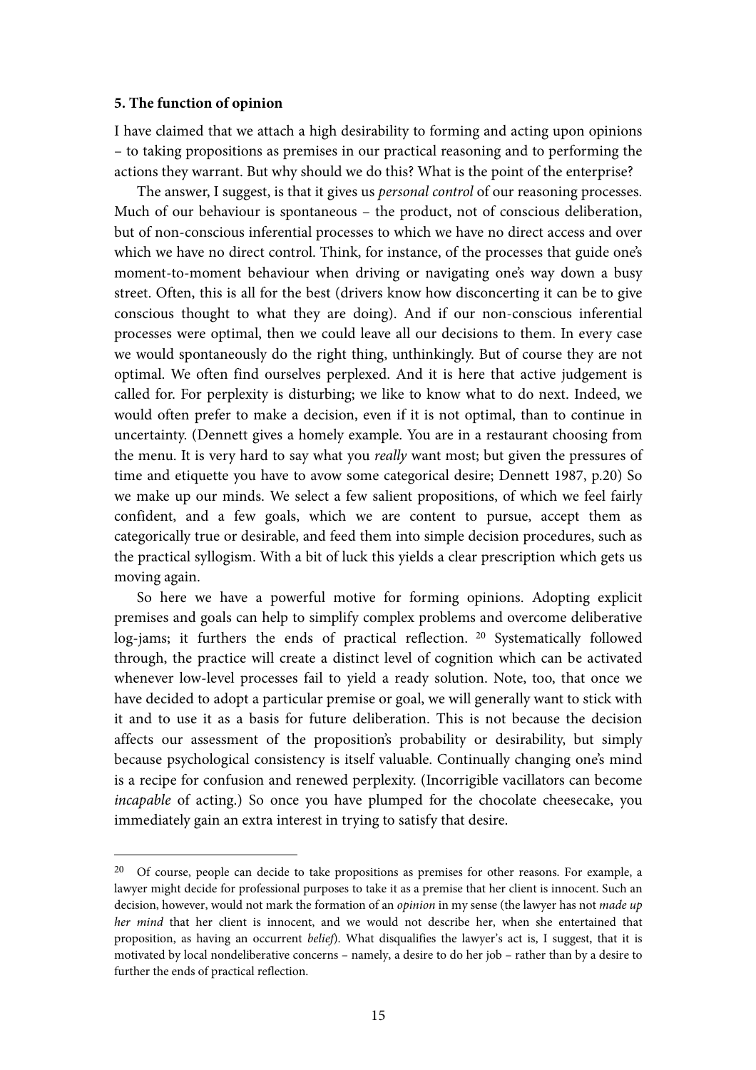**5. The function of opinion**

I have claimed that we attach a high desirability to forming and acting upon opinions – to taking propositions as premises in our practical reasoning and to performing the actions they warrant. But why should we do this? What is the point of the enterprise?

The answer, I suggest, is that it gives us *personal control* of our reasoning processes. Much of our behaviour is spontaneous – the product, not of conscious deliberation, but of non-conscious inferential processes to which we have no direct access and over which we have no direct control. Think, for instance, of the processes that guide one's moment-to-moment behaviour when driving or navigating one's way down a busy street. Often, this is all for the best (drivers know how disconcerting it can be to give conscious thought to what they are doing). And if our non-conscious inferential processes were optimal, then we could leave all our decisions to them. In every case we would spontaneously do the right thing, unthinkingly. But of course they are not optimal. We often find ourselves perplexed. And it is here that active judgement is called for. For perplexity is disturbing; we like to know what to do next. Indeed, we would often prefer to make a decision, even if it is not optimal, than to continue in uncertainty. (Dennett gives a homely example. You are in a restaurant choosing from the menu. It is very hard to say what you *really* want most; but given the pressures of time and etiquette you have to avow some categorical desire; Dennett 1987, p.20) So we make up our minds. We select a few salient propositions, of which we feel fairly confident, and a few goals, which we are content to pursue, accept them as categorically true or desirable, and feed them into simple decision procedures, such as the practical syllogism. With a bit of luck this yields a clear prescription which gets us moving again.

So here we have a powerful motive for forming opinions. Adopting explicit premises and goals can help to simplify complex problems and overcome deliberative log-jams; it furthers the ends of practical reflection. [20] Systematically followed through, the practice will create a distinct level of cognition which can be activated whenever low-level processes fail to yield a ready solution. Note, too, that once we have decided to adopt a particular premise or goal, we will generally want to stick with it and to use it as a basis for future deliberation. This is not because the decision affects our assessment of the proposition's probability or desirability, but simply because psychological consistency is itself valuable. Continually changing one's mind is a recipe for confusion and renewed perplexity. (Incorrigible vacillators can become *incapable* of acting.) So once you have plumped for the chocolate cheesecake, you immediately gain an extra interest in trying to satisfy that desire.

---

[20] Of course, people can decide to take propositions as premises for other reasons. For example, a lawyer might decide for professional purposes to take it as a premise that her client is innocent. Such an decision, however, would not mark the formation of an *opinion* in my sense (the lawyer has not *made up her mind* that her client is innocent, and we would not describe her, when she entertained that proposition, as having an occurrent *belief*). What disqualifies the lawyer's act is, I suggest, that it is motivated by local nondeliberative concerns – namely, a desire to do her job – rather than by a desire to further the ends of practical reflection.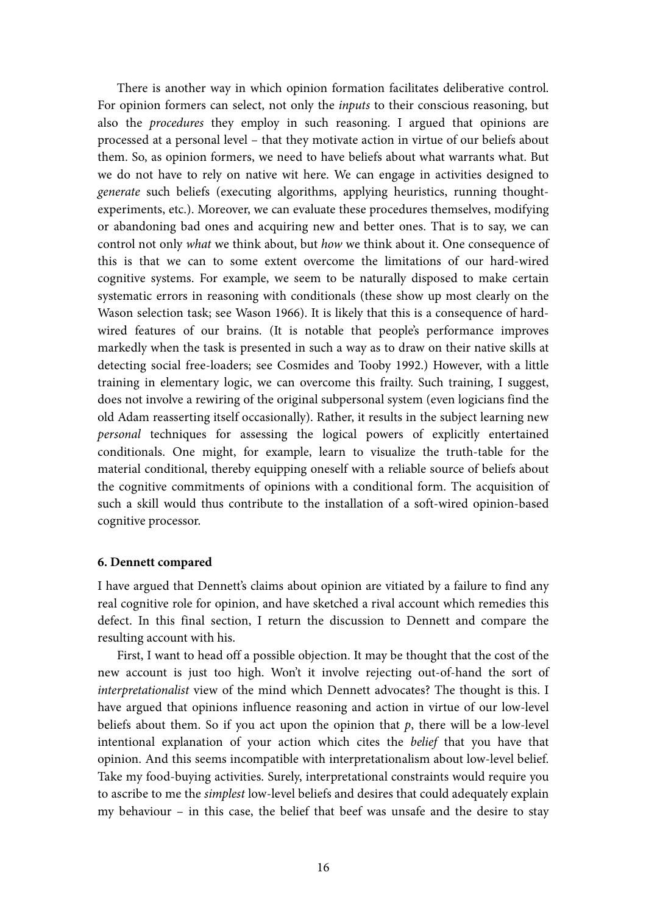There is another way in which opinion formation facilitates deliberative control. For opinion formers can select, not only the *inputs* to their conscious reasoning, but also the *procedures* they employ in such reasoning. I argued that opinions are processed at a personal level – that they motivate action in virtue of our beliefs about them. So, as opinion formers, we need to have beliefs about what warrants what. But we do not have to rely on native wit here. We can engage in activities designed to *generate* such beliefs (executing algorithms, applying heuristics, running thought-experiments, etc.). Moreover, we can evaluate these procedures themselves, modifying or abandoning bad ones and acquiring new and better ones. That is to say, we can control not only *what* we think about, but *how* we think about it. One consequence of this is that we can to some extent overcome the limitations of our hard-wired cognitive systems. For example, we seem to be naturally disposed to make certain systematic errors in reasoning with conditionals (these show up most clearly on the Wason selection task; see Wason 1966). It is likely that this is a consequence of hard-wired features of our brains. (It is notable that people's performance improves markedly when the task is presented in such a way as to draw on their native skills at detecting social free-loaders; see Cosmides and Tooby 1992.) However, with a little training in elementary logic, we can overcome this frailty. Such training, I suggest, does not involve a rewiring of the original subpersonal system (even logicians find the old Adam reasserting itself occasionally). Rather, it results in the subject learning new *personal* techniques for assessing the logical powers of explicitly entertained conditionals. One might, for example, learn to visualize the truth-table for the material conditional, thereby equipping oneself with a reliable source of beliefs about the cognitive commitments of opinions with a conditional form. The acquisition of such a skill would thus contribute to the installation of a soft-wired opinion-based cognitive processor.

**6. Dennett compared**

I have argued that Dennett's claims about opinion are vitiated by a failure to find any real cognitive role for opinion, and have sketched a rival account which remedies this defect. In this final section, I return the discussion to Dennett and compare the resulting account with his.

First, I want to head off a possible objection. It may be thought that the cost of the new account is just too high. Won't it involve rejecting out-of-hand the sort of *interpretationalist* view of the mind which Dennett advocates? The thought is this. I have argued that opinions influence reasoning and action in virtue of our low-level beliefs about them. So if you act upon the opinion that *p*, there will be a low-level intentional explanation of your action which cites the *belief* that you have that opinion. And this seems incompatible with interpretationalism about low-level belief. Take my food-buying activities. Surely, interpretational constraints would require you to ascribe to me the *simplest* low-level beliefs and desires that could adequately explain my behaviour – in this case, the belief that beef was unsafe and the desire to stay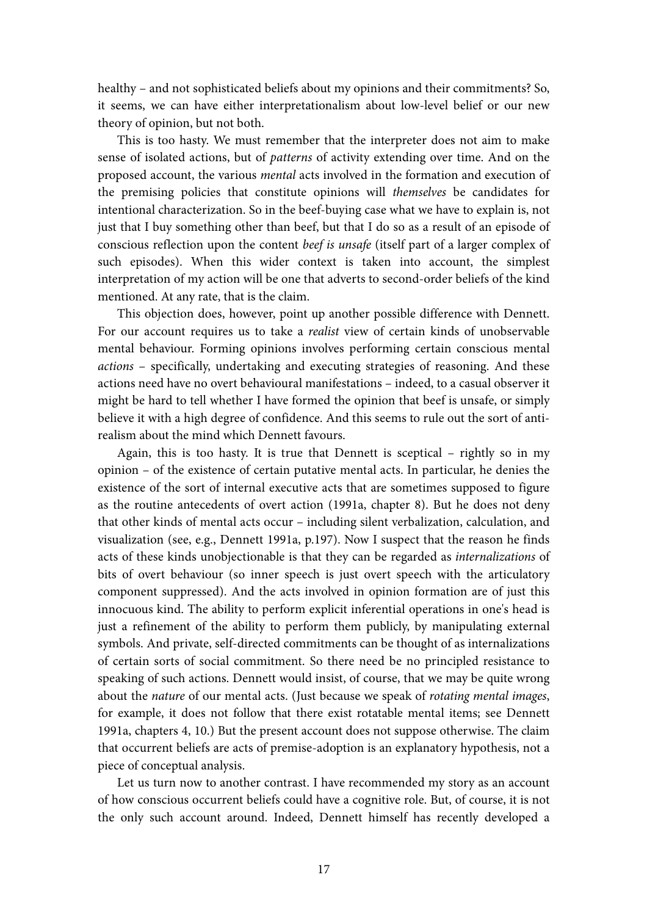healthy – and not sophisticated beliefs about my opinions and their commitments? So, it seems, we can have either interpretationalism about low-level belief or our new theory of opinion, but not both.

This is too hasty. We must remember that the interpreter does not aim to make sense of isolated actions, but of *patterns* of activity extending over time. And on the proposed account, the various *mental* acts involved in the formation and execution of the premising policies that constitute opinions will *themselves* be candidates for intentional characterization. So in the beef-buying case what we have to explain is, not just that I buy something other than beef, but that I do so as a result of an episode of conscious reflection upon the content *beef is unsafe* (itself part of a larger complex of such episodes). When this wider context is taken into account, the simplest interpretation of my action will be one that adverts to second-order beliefs of the kind mentioned. At any rate, that is the claim.

This objection does, however, point up another possible difference with Dennett. For our account requires us to take a *realist* view of certain kinds of unobservable mental behaviour. Forming opinions involves performing certain conscious mental *actions* – specifically, undertaking and executing strategies of reasoning. And these actions need have no overt behavioural manifestations – indeed, to a casual observer it might be hard to tell whether I have formed the opinion that beef is unsafe, or simply believe it with a high degree of confidence. And this seems to rule out the sort of anti-realism about the mind which Dennett favours.

Again, this is too hasty. It is true that Dennett is sceptical – rightly so in my opinion – of the existence of certain putative mental acts. In particular, he denies the existence of the sort of internal executive acts that are sometimes supposed to figure as the routine antecedents of overt action (1991a, chapter 8). But he does not deny that other kinds of mental acts occur – including silent verbalization, calculation, and visualization (see, e.g., Dennett 1991a, p.197). Now I suspect that the reason he finds acts of these kinds unobjectionable is that they can be regarded as *internalizations* of bits of overt behaviour (so inner speech is just overt speech with the articulatory component suppressed). And the acts involved in opinion formation are of just this innocuous kind. The ability to perform explicit inferential operations in one's head is just a refinement of the ability to perform them publicly, by manipulating external symbols. And private, self-directed commitments can be thought of as internalizations of certain sorts of social commitment. So there need be no principled resistance to speaking of such actions. Dennett would insist, of course, that we may be quite wrong about the *nature* of our mental acts. (Just because we speak of *rotating mental images*, for example, it does not follow that there exist rotatable mental items; see Dennett 1991a, chapters 4, 10.) But the present account does not suppose otherwise. The claim that occurrent beliefs are acts of premise-adoption is an explanatory hypothesis, not a piece of conceptual analysis.

Let us turn now to another contrast. I have recommended my story as an account of how conscious occurrent beliefs could have a cognitive role. But, of course, it is not the only such account around. Indeed, Dennett himself has recently developed a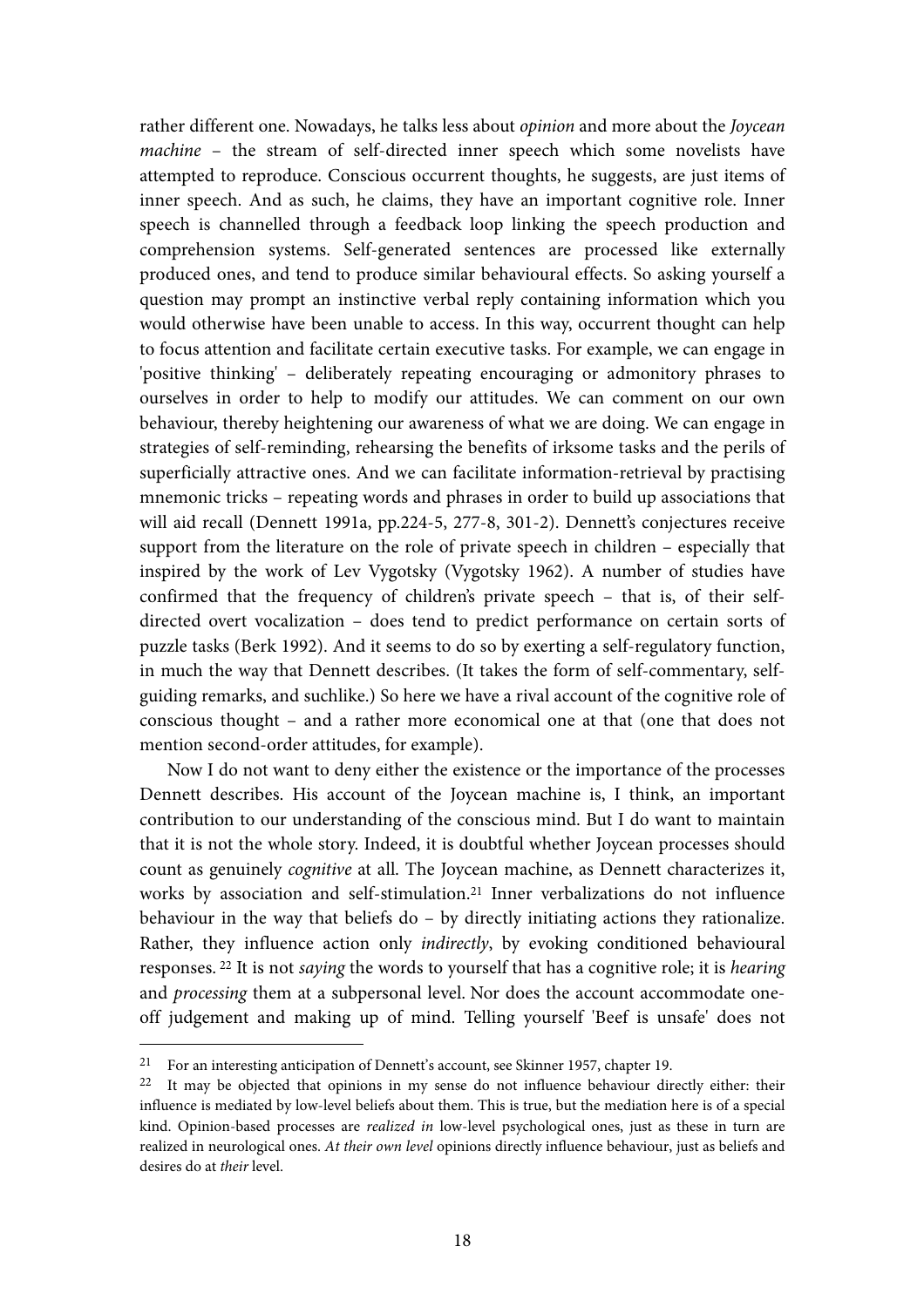rather different one. Nowadays, he talks less about *opinion* and more about the *Joycean machine* – the stream of self-directed inner speech which some novelists have attempted to reproduce. Conscious occurrent thoughts, he suggests, are just items of inner speech. And as such, he claims, they have an important cognitive role. Inner speech is channelled through a feedback loop linking the speech production and comprehension systems. Self-generated sentences are processed like externally produced ones, and tend to produce similar behavioural effects. So asking yourself a question may prompt an instinctive verbal reply containing information which you would otherwise have been unable to access. In this way, occurrent thought can help to focus attention and facilitate certain executive tasks. For example, we can engage in 'positive thinking' – deliberately repeating encouraging or admonitory phrases to ourselves in order to help to modify our attitudes. We can comment on our own behaviour, thereby heightening our awareness of what we are doing. We can engage in strategies of self-reminding, rehearsing the benefits of irksome tasks and the perils of superficially attractive ones. And we can facilitate information-retrieval by practising mnemonic tricks – repeating words and phrases in order to build up associations that will aid recall (Dennett 1991a, pp.224-5, 277-8, 301-2). Dennett's conjectures receive support from the literature on the role of private speech in children – especially that inspired by the work of Lev Vygotsky (Vygotsky 1962). A number of studies have confirmed that the frequency of children's private speech – that is, of their self-directed overt vocalization – does tend to predict performance on certain sorts of puzzle tasks (Berk 1992). And it seems to do so by exerting a self-regulatory function, in much the way that Dennett describes. (It takes the form of self-commentary, self-guiding remarks, and suchlike.) So here we have a rival account of the cognitive role of conscious thought – and a rather more economical one at that (one that does not mention second-order attitudes, for example).

Now I do not want to deny either the existence or the importance of the processes Dennett describes. His account of the Joycean machine is, I think, an important contribution to our understanding of the conscious mind. But I do want to maintain that it is not the whole story. Indeed, it is doubtful whether Joycean processes should count as genuinely *cognitive* at all. The Joycean machine, as Dennett characterizes it, works by association and self-stimulation.[21] Inner verbalizations do not influence behaviour in the way that beliefs do – by directly initiating actions they rationalize. Rather, they influence action only *indirectly*, by evoking conditioned behavioural responses.[22] It is not *saying* the words to yourself that has a cognitive role; it is *hearing* and *processing* them at a subpersonal level. Nor does the account accommodate one-off judgement and making up of mind. Telling yourself 'Beef is unsafe' does not

---

[21] For an interesting anticipation of Dennett's account, see Skinner 1957, chapter 19.

[22] It may be objected that opinions in my sense do not influence behaviour directly either: their influence is mediated by low-level beliefs about them. This is true, but the mediation here is of a special kind. Opinion-based processes are *realized in* low-level psychological ones, just as these in turn are realized in neurological ones. *At their own level* opinions directly influence behaviour, just as beliefs and desires do at *their* level.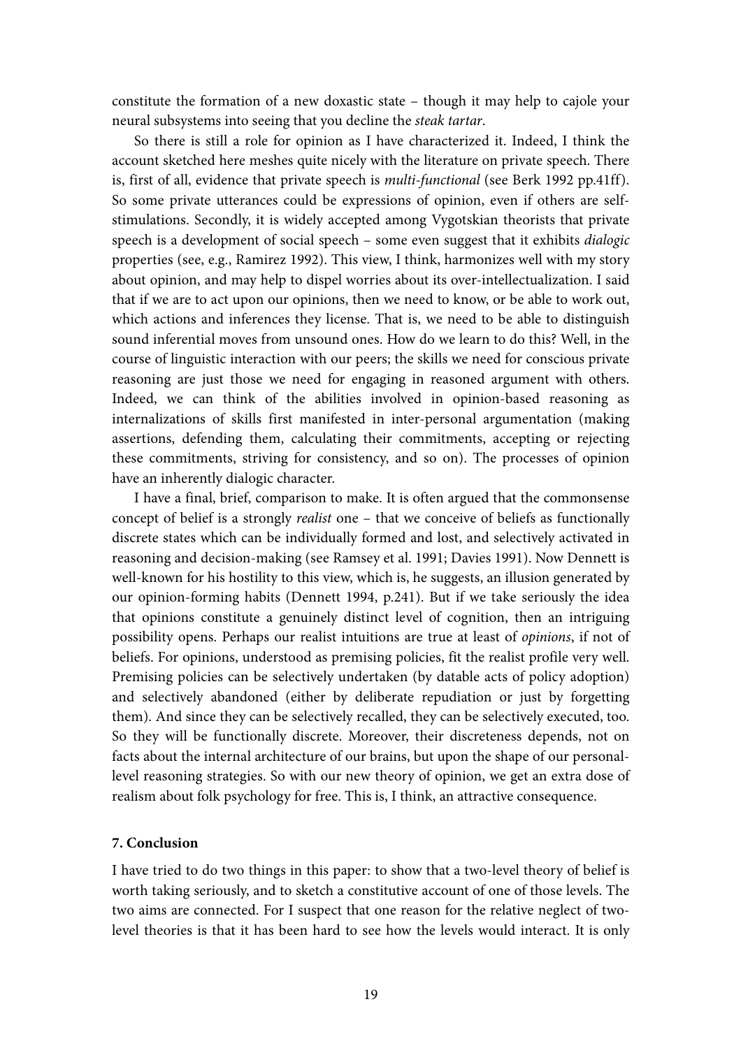constitute the formation of a new doxastic state – though it may help to cajole your neural subsystems into seeing that you decline the *steak tartar*.

So there is still a role for opinion as I have characterized it. Indeed, I think the account sketched here meshes quite nicely with the literature on private speech. There is, first of all, evidence that private speech is *multi-functional* (see Berk 1992 pp.41ff). So some private utterances could be expressions of opinion, even if others are self-stimulations. Secondly, it is widely accepted among Vygotskian theorists that private speech is a development of social speech – some even suggest that it exhibits *dialogic* properties (see, e.g., Ramirez 1992). This view, I think, harmonizes well with my story about opinion, and may help to dispel worries about its over-intellectualization. I said that if we are to act upon our opinions, then we need to know, or be able to work out, which actions and inferences they license. That is, we need to be able to distinguish sound inferential moves from unsound ones. How do we learn to do this? Well, in the course of linguistic interaction with our peers; the skills we need for conscious private reasoning are just those we need for engaging in reasoned argument with others. Indeed, we can think of the abilities involved in opinion-based reasoning as internalizations of skills first manifested in inter-personal argumentation (making assertions, defending them, calculating their commitments, accepting or rejecting these commitments, striving for consistency, and so on). The processes of opinion have an inherently dialogic character.

I have a final, brief, comparison to make. It is often argued that the commonsense concept of belief is a strongly *realist* one – that we conceive of beliefs as functionally discrete states which can be individually formed and lost, and selectively activated in reasoning and decision-making (see Ramsey et al. 1991; Davies 1991). Now Dennett is well-known for his hostility to this view, which is, he suggests, an illusion generated by our opinion-forming habits (Dennett 1994, p.241). But if we take seriously the idea that opinions constitute a genuinely distinct level of cognition, then an intriguing possibility opens. Perhaps our realist intuitions are true at least of *opinions*, if not of beliefs. For opinions, understood as premising policies, fit the realist profile very well. Premising policies can be selectively undertaken (by datable acts of policy adoption) and selectively abandoned (either by deliberate repudiation or just by forgetting them). And since they can be selectively recalled, they can be selectively executed, too. So they will be functionally discrete. Moreover, their discreteness depends, not on facts about the internal architecture of our brains, but upon the shape of our personal-level reasoning strategies. So with our new theory of opinion, we get an extra dose of realism about folk psychology for free. This is, I think, an attractive consequence.

## 7. Conclusion

I have tried to do two things in this paper: to show that a two-level theory of belief is worth taking seriously, and to sketch a constitutive account of one of those levels. The two aims are connected. For I suspect that one reason for the relative neglect of two-level theories is that it has been hard to see how the levels would interact. It is only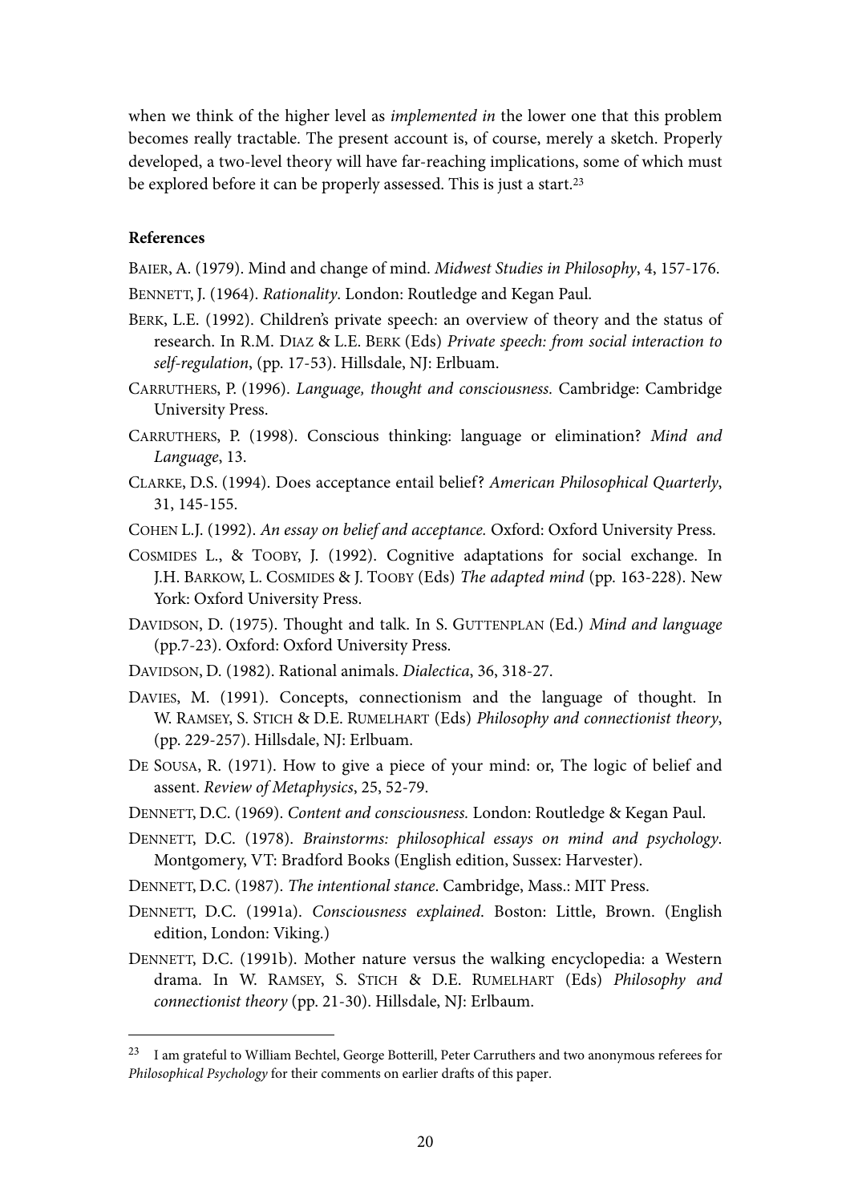when we think of the higher level as *implemented in* the lower one that this problem becomes really tractable. The present account is, of course, merely a sketch. Properly developed, a two-level theory will have far-reaching implications, some of which must be explored before it can be properly assessed. This is just a start.[23]

### References

BAIER, A. (1979). Mind and change of mind. *Midwest Studies in Philosophy*, 4, 157-176.

BENNETT, J. (1964). *Rationality*. London: Routledge and Kegan Paul.

BERK, L.E. (1992). Children's private speech: an overview of theory and the status of research. In R.M. DIAZ & L.E. BERK (Eds) *Private speech: from social interaction to self-regulation*, (pp. 17-53). Hillsdale, NJ: Erlbuam.

CARRUTHERS, P. (1996). *Language, thought and consciousness.* Cambridge: Cambridge University Press.

CARRUTHERS, P. (1998). Conscious thinking: language or elimination? *Mind and Language*, 13.

CLARKE, D.S. (1994). Does acceptance entail belief? *American Philosophical Quarterly*, 31, 145-155.

COHEN L.J. (1992). *An essay on belief and acceptance.* Oxford: Oxford University Press.

COSMIDES L., & TOOBY, J. (1992). Cognitive adaptations for social exchange. In J.H. BARKOW, L. COSMIDES & J. TOOBY (Eds) *The adapted mind* (pp. 163-228). New York: Oxford University Press.

DAVIDSON, D. (1975). Thought and talk. In S. GUTTENPLAN (Ed.) *Mind and language* (pp.7-23). Oxford: Oxford University Press.

DAVIDSON, D. (1982). Rational animals. *Dialectica*, 36, 318-27.

DAVIES, M. (1991). Concepts, connectionism and the language of thought. In W. RAMSEY, S. STICH & D.E. RUMELHART (Eds) *Philosophy and connectionist theory*, (pp. 229-257). Hillsdale, NJ: Erlbuam.

DE SOUSA, R. (1971). How to give a piece of your mind: or, The logic of belief and assent. *Review of Metaphysics*, 25, 52-79.

DENNETT, D.C. (1969). *Content and consciousness.* London: Routledge & Kegan Paul.

DENNETT, D.C. (1978). *Brainstorms: philosophical essays on mind and psychology*. Montgomery, VT: Bradford Books (English edition, Sussex: Harvester).

DENNETT, D.C. (1987). *The intentional stance*. Cambridge, Mass.: MIT Press.

DENNETT, D.C. (1991a). *Consciousness explained*. Boston: Little, Brown. (English edition, London: Viking.)

DENNETT, D.C. (1991b). Mother nature versus the walking encyclopedia: a Western drama. In W. RAMSEY, S. STICH & D.E. RUMELHART (Eds) *Philosophy and connectionist theory* (pp. 21-30). Hillsdale, NJ: Erlbaum.

---

[23] I am grateful to William Bechtel, George Botterill, Peter Carruthers and two anonymous referees for *Philosophical Psychology* for their comments on earlier drafts of this paper.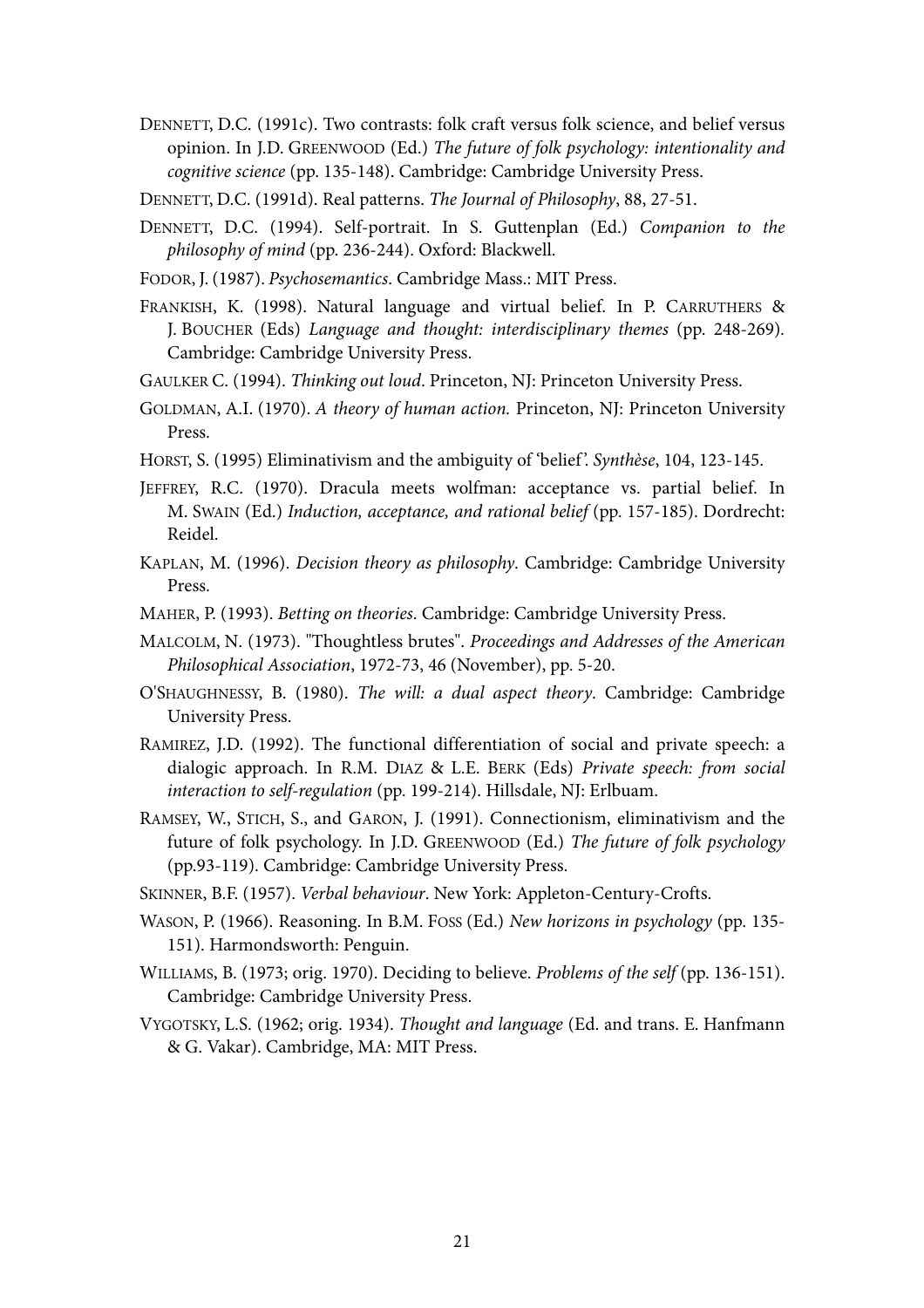DENNETT, D.C. (1991c). Two contrasts: folk craft versus folk science, and belief versus opinion. In J.D. GREENWOOD (Ed.) *The future of folk psychology: intentionality and cognitive science* (pp. 135-148). Cambridge: Cambridge University Press.

DENNETT, D.C. (1991d). Real patterns. *The Journal of Philosophy*, 88, 27-51.

DENNETT, D.C. (1994). Self-portrait. In S. Guttenplan (Ed.) *Companion to the philosophy of mind* (pp. 236-244). Oxford: Blackwell.

FODOR, J. (1987). *Psychosemantics*. Cambridge Mass.: MIT Press.

FRANKISH, K. (1998). Natural language and virtual belief. In P. CARRUTHERS & J. BOUCHER (Eds) *Language and thought: interdisciplinary themes* (pp. 248-269). Cambridge: Cambridge University Press.

GAULKER C. (1994). *Thinking out loud*. Princeton, NJ: Princeton University Press.

GOLDMAN, A.I. (1970). *A theory of human action.* Princeton, NJ: Princeton University Press.

HORST, S. (1995) Eliminativism and the ambiguity of 'belief'. *Synthèse*, 104, 123-145.

JEFFREY, R.C. (1970). Dracula meets wolfman: acceptance vs. partial belief. In M. SWAIN (Ed.) *Induction, acceptance, and rational belief* (pp. 157-185). Dordrecht: Reidel.

KAPLAN, M. (1996). *Decision theory as philosophy*. Cambridge: Cambridge University Press.

MAHER, P. (1993). *Betting on theories*. Cambridge: Cambridge University Press.

MALCOLM, N. (1973). "Thoughtless brutes". *Proceedings and Addresses of the American Philosophical Association*, 1972-73, 46 (November), pp. 5-20.

O'SHAUGHNESSY, B. (1980). *The will: a dual aspect theory*. Cambridge: Cambridge University Press.

RAMIREZ, J.D. (1992). The functional differentiation of social and private speech: a dialogic approach. In R.M. DIAZ & L.E. BERK (Eds) *Private speech: from social interaction to self-regulation* (pp. 199-214). Hillsdale, NJ: Erlbuam.

RAMSEY, W., STICH, S., and GARON, J. (1991). Connectionism, eliminativism and the future of folk psychology. In J.D. GREENWOOD (Ed.) *The future of folk psychology* (pp.93-119). Cambridge: Cambridge University Press.

SKINNER, B.F. (1957). *Verbal behaviour*. New York: Appleton-Century-Crofts.

WASON, P. (1966). Reasoning. In B.M. FOSS (Ed.) *New horizons in psychology* (pp. 135-151). Harmondsworth: Penguin.

WILLIAMS, B. (1973; orig. 1970). Deciding to believe. *Problems of the self* (pp. 136-151). Cambridge: Cambridge University Press.

VYGOTSKY, L.S. (1962; orig. 1934). *Thought and language* (Ed. and trans. E. Hanfmann & G. Vakar). Cambridge, MA: MIT Press.